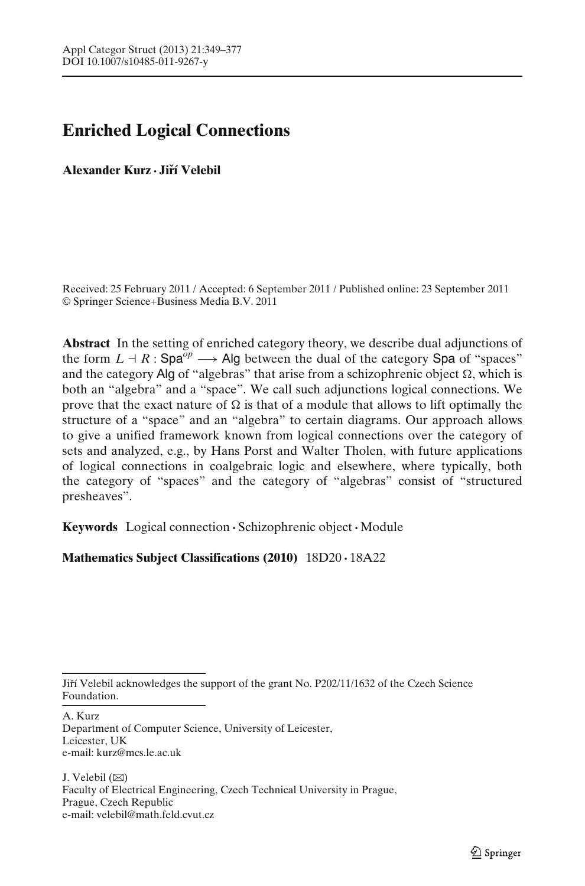# Enriched Logical Connections

**Alexander Kurz · Jiří Velebil**

Received: 25 February 2011 / Accepted: 6 September 2011 / Published online: 23 September 2011
© Springer Science+Business Media B.V. 2011

**Abstract** In the setting of enriched category theory, we describe dual adjunctions of the form $L \dashv R : \mathsf{Spa}^{op} \longrightarrow \mathsf{Alg}$ between the dual of the category $\mathsf{Spa}$ of "spaces" and the category $\mathsf{Alg}$ of "algebras" that arise from a schizophrenic object $\Omega$, which is both an "algebra" and a "space". We call such adjunctions logical connections. We prove that the exact nature of $\Omega$ is that of a module that allows to lift optimally the structure of a "space" and an "algebra" to certain diagrams. Our approach allows to give a unified framework known from logical connections over the category of sets and analyzed, e.g., by Hans Porst and Walter Tholen, with future applications of logical connections in coalgebraic logic and elsewhere, where typically, both the category of "spaces" and the category of "algebras" consist of "structured presheaves".

**Keywords** Logical connection · Schizophrenic object · Module

**Mathematics Subject Classifications (2010)** 18D20 · 18A22

---

Jiří Velebil acknowledges the support of the grant No. P202/11/1632 of the Czech Science Foundation.

A. Kurz
Department of Computer Science, University of Leicester,
Leicester, UK
e-mail: kurz@mcs.le.ac.uk

J. Velebil (✉)
Faculty of Electrical Engineering, Czech Technical University in Prague,
Prague, Czech Republic
e-mail: velebil@math.feld.cvut.cz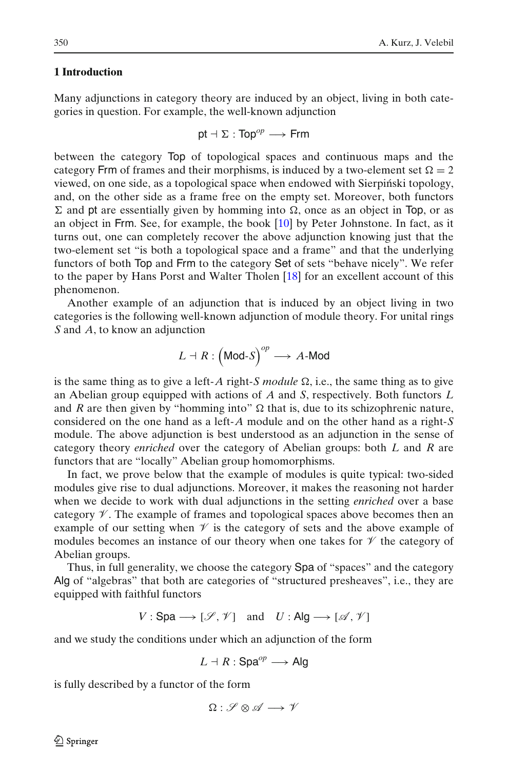## 1 Introduction

Many adjunctions in category theory are induced by an object, living in both categories in question. For example, the well-known adjunction

$$\mathsf{pt} \dashv \Sigma : \mathsf{Top}^{op} \longrightarrow \mathsf{Frm}$$

between the category $\mathsf{Top}$ of topological spaces and continuous maps and the category $\mathsf{Frm}$ of frames and their morphisms, is induced by a two-element set $\Omega = 2$ viewed, on one side, as a topological space when endowed with Sierpiński topology, and, on the other side as a frame free on the empty set. Moreover, both functors $\Sigma$ and $\mathsf{pt}$ are essentially given by homming into $\Omega$, once as an object in $\mathsf{Top}$, or as an object in $\mathsf{Frm}$. See, for example, the book [10] by Peter Johnstone. In fact, as it turns out, one can completely recover the above adjunction knowing just that the two-element set "is both a topological space and a frame" and that the underlying functors of both $\mathsf{Top}$ and $\mathsf{Frm}$ to the category $\mathsf{Set}$ of sets "behave nicely". We refer to the paper by Hans Porst and Walter Tholen [18] for an excellent account of this phenomenon.

Another example of an adjunction that is induced by an object living in two categories is the following well-known adjunction of module theory. For unital rings $S$ and $A$, to know an adjunction

$$L \dashv R : \left(\mathsf{Mod}\text{-}S\right)^{op} \longrightarrow A\text{-}\mathsf{Mod}$$

is the same thing as to give a left-$A$ right-$S$ *module* $\Omega$, i.e., the same thing as to give an Abelian group equipped with actions of $A$ and $S$, respectively. Both functors $L$ and $R$ are then given by "homming into" $\Omega$ that is, due to its schizophrenic nature, considered on the one hand as a left-$A$ module and on the other hand as a right-$S$ module. The above adjunction is best understood as an adjunction in the sense of category theory *enriched* over the category of Abelian groups: both $L$ and $R$ are functors that are "locally" Abelian group homomorphisms.

In fact, we prove below that the example of modules is quite typical: two-sided modules give rise to dual adjunctions. Moreover, it makes the reasoning not harder when we decide to work with dual adjunctions in the setting *enriched* over a base category $\mathscr{V}$. The example of frames and topological spaces above becomes then an example of our setting when $\mathscr{V}$ is the category of sets and the above example of modules becomes an instance of our theory when one takes for $\mathscr{V}$ the category of Abelian groups.

Thus, in full generality, we choose the category $\mathsf{Spa}$ of "spaces" and the category $\mathsf{Alg}$ of "algebras" that both are categories of "structured presheaves", i.e., they are equipped with faithful functors

$$V : \mathsf{Spa} \longrightarrow [\mathscr{S}, \mathscr{V}] \quad \text{and} \quad U : \mathsf{Alg} \longrightarrow [\mathscr{A}, \mathscr{V}]$$

and we study the conditions under which an adjunction of the form

$$L \dashv R : \mathsf{Spa}^{op} \longrightarrow \mathsf{Alg}$$

is fully described by a functor of the form

$$\Omega : \mathscr{S} \otimes \mathscr{A} \longrightarrow \mathscr{V}$$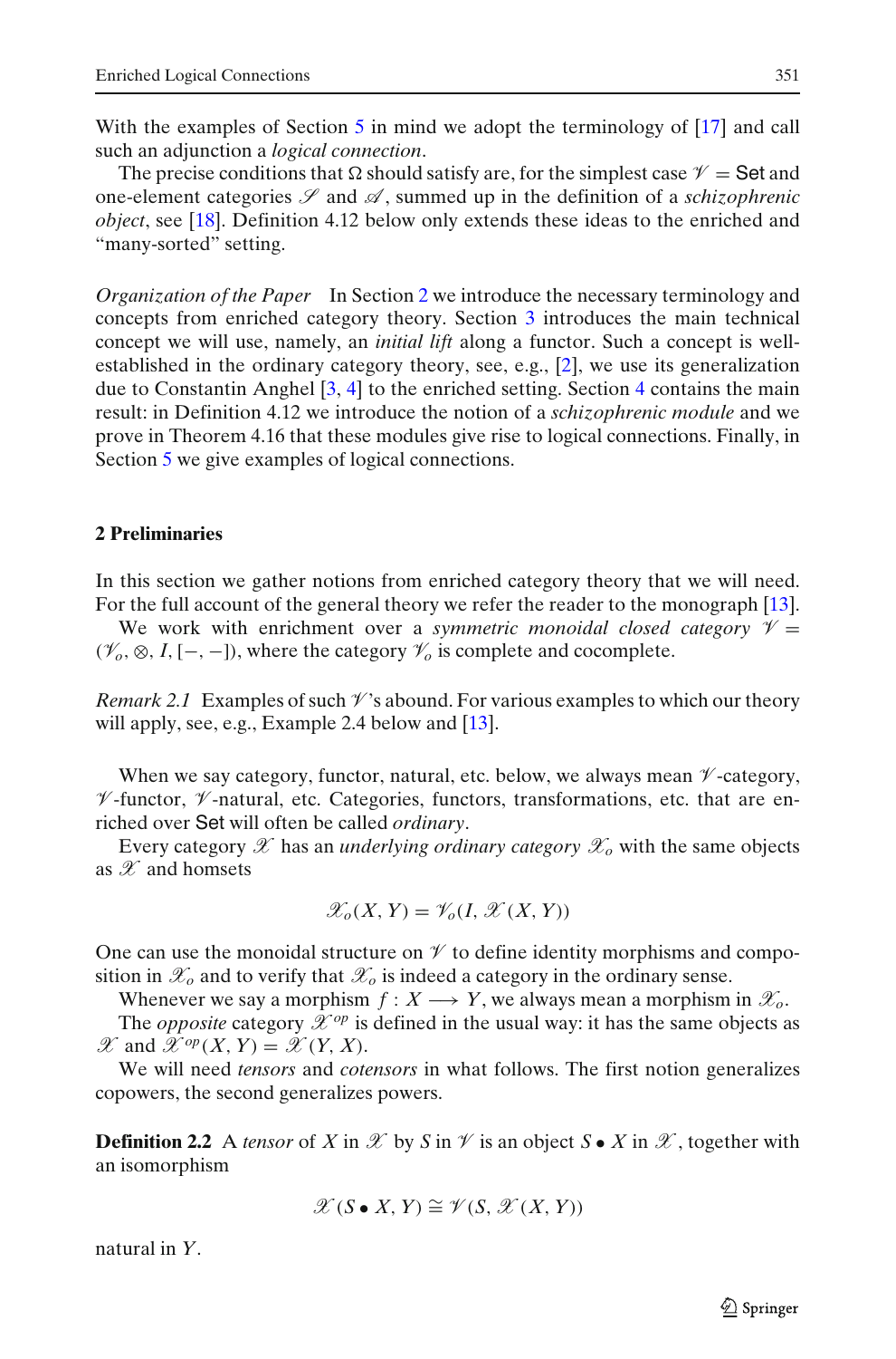With the examples of Section 5 in mind we adopt the terminology of [17] and call such an adjunction a *logical connection*.

The precise conditions that $\Omega$ should satisfy are, for the simplest case $\mathscr{V} = \mathsf{Set}$ and one-element categories $\mathscr{S}$ and $\mathscr{A}$, summed up in the definition of a *schizophrenic object*, see [18]. Definition 4.12 below only extends these ideas to the enriched and "many-sorted" setting.

*Organization of the Paper* In Section 2 we introduce the necessary terminology and concepts from enriched category theory. Section 3 introduces the main technical concept we will use, namely, an *initial lift* along a functor. Such a concept is well-established in the ordinary category theory, see, e.g., [2], we use its generalization due to Constantin Anghel [3, 4] to the enriched setting. Section 4 contains the main result: in Definition 4.12 we introduce the notion of a *schizophrenic module* and we prove in Theorem 4.16 that these modules give rise to logical connections. Finally, in Section 5 we give examples of logical connections.

## 2 Preliminaries

In this section we gather notions from enriched category theory that we will need. For the full account of the general theory we refer the reader to the monograph [13].

We work with enrichment over a *symmetric monoidal closed category* $\mathscr{V} = (\mathscr{V}_o, \otimes, I, [-,-])$, where the category $\mathscr{V}_o$ is complete and cocomplete.

*Remark 2.1* Examples of such $\mathscr{V}$'s abound. For various examples to which our theory will apply, see, e.g., Example 2.4 below and [13].

When we say category, functor, natural, etc. below, we always mean $\mathscr{V}$-category, $\mathscr{V}$-functor, $\mathscr{V}$-natural, etc. Categories, functors, transformations, etc. that are enriched over $\mathsf{Set}$ will often be called *ordinary*.

Every category $\mathscr{X}$ has an *underlying ordinary category* $\mathscr{X}_o$ with the same objects as $\mathscr{X}$ and homsets

$$\mathscr{X}_o(X, Y) = \mathscr{V}_o(I, \mathscr{X}(X, Y))$$

One can use the monoidal structure on $\mathscr{V}$ to define identity morphisms and composition in $\mathscr{X}_o$ and to verify that $\mathscr{X}_o$ is indeed a category in the ordinary sense.

Whenever we say a morphism $f : X \longrightarrow Y$, we always mean a morphism in $\mathscr{X}_o$.

The *opposite* category $\mathscr{X}^{op}$ is defined in the usual way: it has the same objects as $\mathscr{X}$ and $\mathscr{X}^{op}(X, Y) = \mathscr{X}(Y, X)$.

We will need *tensors* and *cotensors* in what follows. The first notion generalizes copowers, the second generalizes powers.

**Definition 2.2** A *tensor* of $X$ in $\mathscr{X}$ by $S$ in $\mathscr{V}$ is an object $S \bullet X$ in $\mathscr{X}$, together with an isomorphism

$$\mathscr{X}(S \bullet X, Y) \cong \mathscr{V}(S, \mathscr{X}(X, Y))$$

natural in $Y$.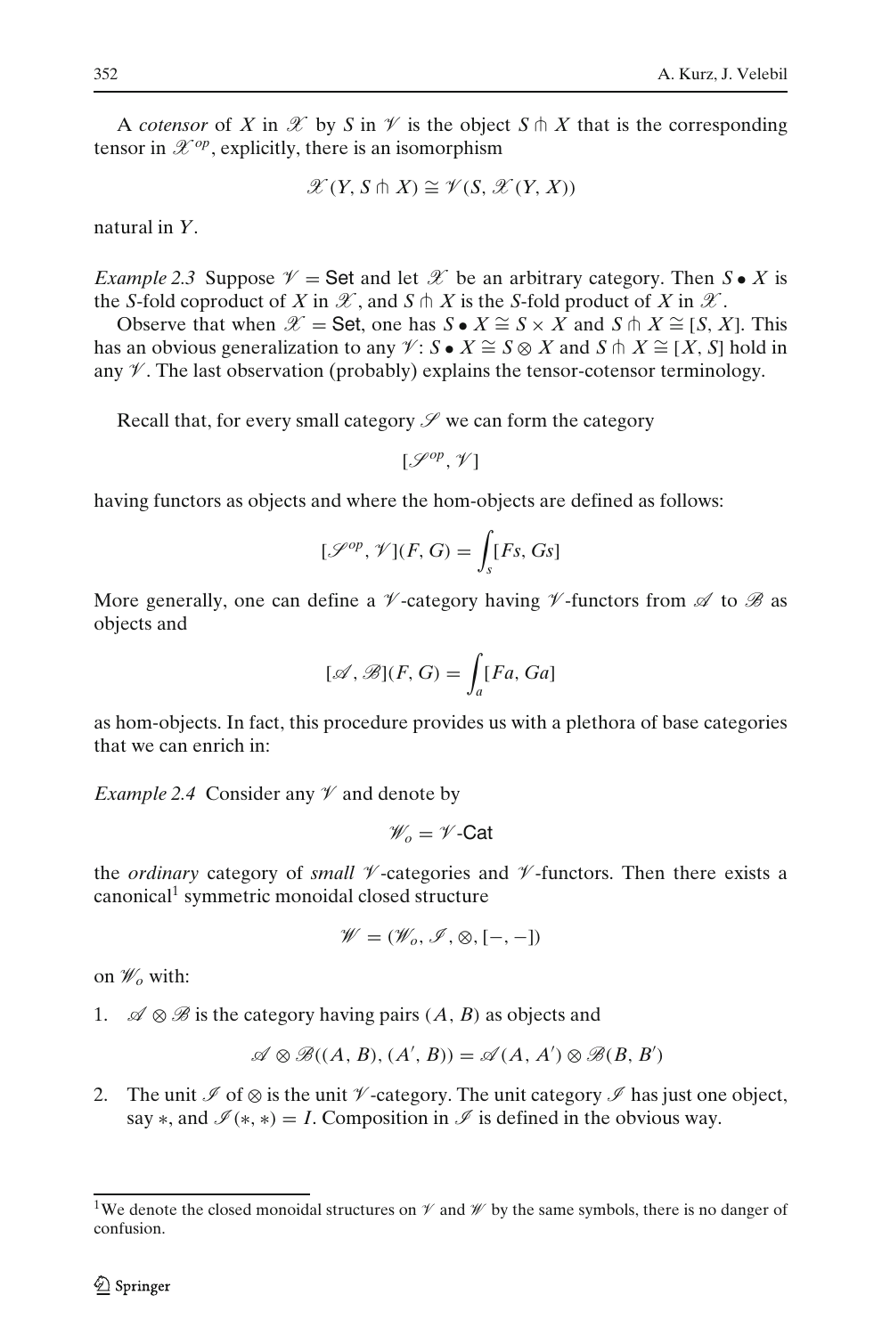A *cotensor* of $X$ in $\mathscr{X}$ by $S$ in $\mathscr{V}$ is the object $S \pitchfork X$ that is the corresponding tensor in $\mathscr{X}^{op}$, explicitly, there is an isomorphism

$$\mathscr{X}(Y, S \pitchfork X) \cong \mathscr{V}(S, \mathscr{X}(Y, X))$$

natural in $Y$.

*Example 2.3* Suppose $\mathscr{V} = \mathsf{Set}$ and let $\mathscr{X}$ be an arbitrary category. Then $S \bullet X$ is the $S$-fold coproduct of $X$ in $\mathscr{X}$, and $S \pitchfork X$ is the $S$-fold product of $X$ in $\mathscr{X}$.

Observe that when $\mathscr{X} = \mathsf{Set}$, one has $S \bullet X \cong S \times X$ and $S \pitchfork X \cong [S, X]$. This has an obvious generalization to any $\mathscr{V}$: $S \bullet X \cong S \otimes X$ and $S \pitchfork X \cong [X, S]$ hold in any $\mathscr{V}$. The last observation (probably) explains the tensor-cotensor terminology.

Recall that, for every small category $\mathscr{S}$ we can form the category

$$[\mathscr{S}^{op}, \mathscr{V}]$$

having functors as objects and where the hom-objects are defined as follows:

$$[\mathscr{S}^{op}, \mathscr{V}](F, G) = \int_s [Fs, Gs]$$

More generally, one can define a $\mathscr{V}$-category having $\mathscr{V}$-functors from $\mathscr{A}$ to $\mathscr{B}$ as objects and

$$[\mathscr{A}, \mathscr{B}](F, G) = \int_a [Fa, Ga]$$

as hom-objects. In fact, this procedure provides us with a plethora of base categories that we can enrich in:

*Example 2.4* Consider any $\mathscr{V}$ and denote by

$$\mathscr{W}_o = \mathscr{V}\text{-}\mathsf{Cat}$$

the *ordinary* category of *small* $\mathscr{V}$-categories and $\mathscr{V}$-functors. Then there exists a canonical[1] symmetric monoidal closed structure

$$\mathscr{W} = (\mathscr{W}_o, \mathscr{I}, \otimes, [-,-])$$

on $\mathscr{W}_o$ with:

1. $\mathscr{A} \otimes \mathscr{B}$ is the category having pairs $(A, B)$ as objects and

$$\mathscr{A} \otimes \mathscr{B}((A, B), (A', B)) = \mathscr{A}(A, A') \otimes \mathscr{B}(B, B')$$

2. The unit $\mathscr{I}$ of $\otimes$ is the unit $\mathscr{V}$-category. The unit category $\mathscr{I}$ has just one object, say $*$, and $\mathscr{I}(*, *) = I$. Composition in $\mathscr{I}$ is defined in the obvious way.

[1] We denote the closed monoidal structures on $\mathscr{V}$ and $\mathscr{W}$ by the same symbols, there is no danger of confusion.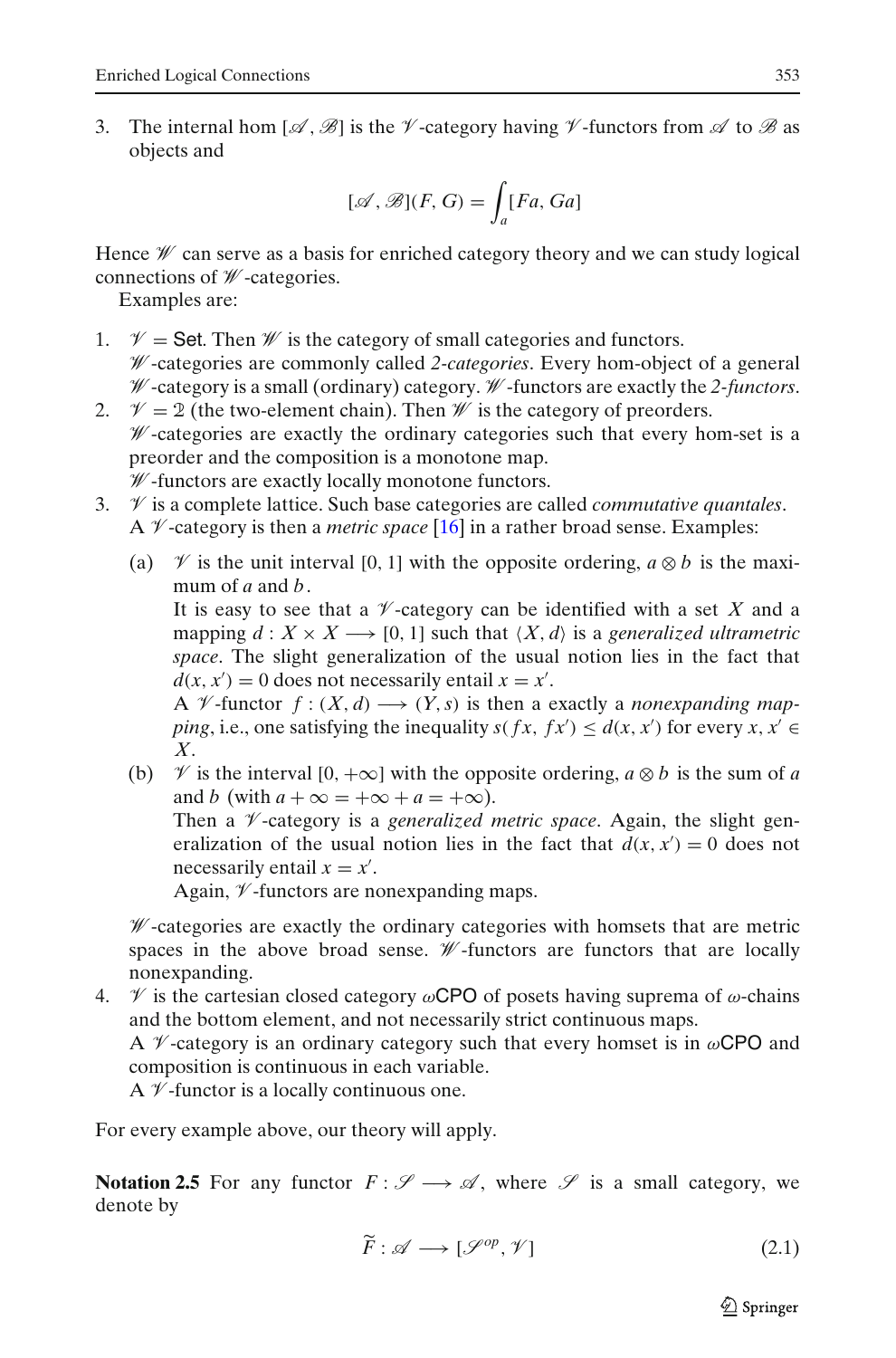3. The internal hom $[\mathscr{A}, \mathscr{B}]$ is the $\mathscr{V}$-category having $\mathscr{V}$-functors from $\mathscr{A}$ to $\mathscr{B}$ as objects and

$$[\mathscr{A}, \mathscr{B}](F, G) = \int_a [Fa, Ga]$$

Hence $\mathscr{W}$ can serve as a basis for enriched category theory and we can study logical connections of $\mathscr{W}$-categories.

Examples are:

1. $\mathscr{V} = \mathsf{Set}$. Then $\mathscr{W}$ is the category of small categories and functors.
   $\mathscr{W}$-categories are commonly called *2-categories*. Every hom-object of a general $\mathscr{W}$-category is a small (ordinary) category. $\mathscr{W}$-functors are exactly the *2-functors*.
2. $\mathscr{V} = \mathbb{2}$ (the two-element chain). Then $\mathscr{W}$ is the category of preorders.
   $\mathscr{W}$-categories are exactly the ordinary categories such that every hom-set is a preorder and the composition is a monotone map.
   $\mathscr{W}$-functors are exactly locally monotone functors.
3. $\mathscr{V}$ is a complete lattice. Such base categories are called *commutative quantales*. A $\mathscr{V}$-category is then a *metric space* [16] in a rather broad sense. Examples:

   (a) $\mathscr{V}$ is the unit interval $[0, 1]$ with the opposite ordering, $a \otimes b$ is the maximum of $a$ and $b$.
   It is easy to see that a $\mathscr{V}$-category can be identified with a set $X$ and a mapping $d : X \times X \longrightarrow [0, 1]$ such that $\langle X, d\rangle$ is a *generalized ultrametric space*. The slight generalization of the usual notion lies in the fact that $d(x, x') = 0$ does not necessarily entail $x = x'$.
   A $\mathscr{V}$-functor $f : (X, d) \longrightarrow (Y, s)$ is then a exactly a *nonexpanding mapping*, i.e., one satisfying the inequality $s(fx, fx') \leq d(x, x')$ for every $x, x' \in X$.

   (b) $\mathscr{V}$ is the interval $[0, +\infty]$ with the opposite ordering, $a \otimes b$ is the sum of $a$ and $b$ (with $a + \infty = +\infty + a = +\infty$).
   Then a $\mathscr{V}$-category is a *generalized metric space*. Again, the slight generalization of the usual notion lies in the fact that $d(x, x') = 0$ does not necessarily entail $x = x'$.
   Again, $\mathscr{V}$-functors are nonexpanding maps.

   $\mathscr{W}$-categories are exactly the ordinary categories with homsets that are metric spaces in the above broad sense. $\mathscr{W}$-functors are functors that are locally nonexpanding.
4. $\mathscr{V}$ is the cartesian closed category $\omega\mathsf{CPO}$ of posets having suprema of $\omega$-chains and the bottom element, and not necessarily strict continuous maps.
   A $\mathscr{V}$-category is an ordinary category such that every homset is in $\omega\mathsf{CPO}$ and composition is continuous in each variable.
   A $\mathscr{V}$-functor is a locally continuous one.

For every example above, our theory will apply.

**Notation 2.5** For any functor $F : \mathscr{S} \longrightarrow \mathscr{A}$, where $\mathscr{S}$ is a small category, we denote by

$$\widetilde{F} : \mathscr{A} \longrightarrow [\mathscr{S}^{op}, \mathscr{V}] \tag{2.1}$$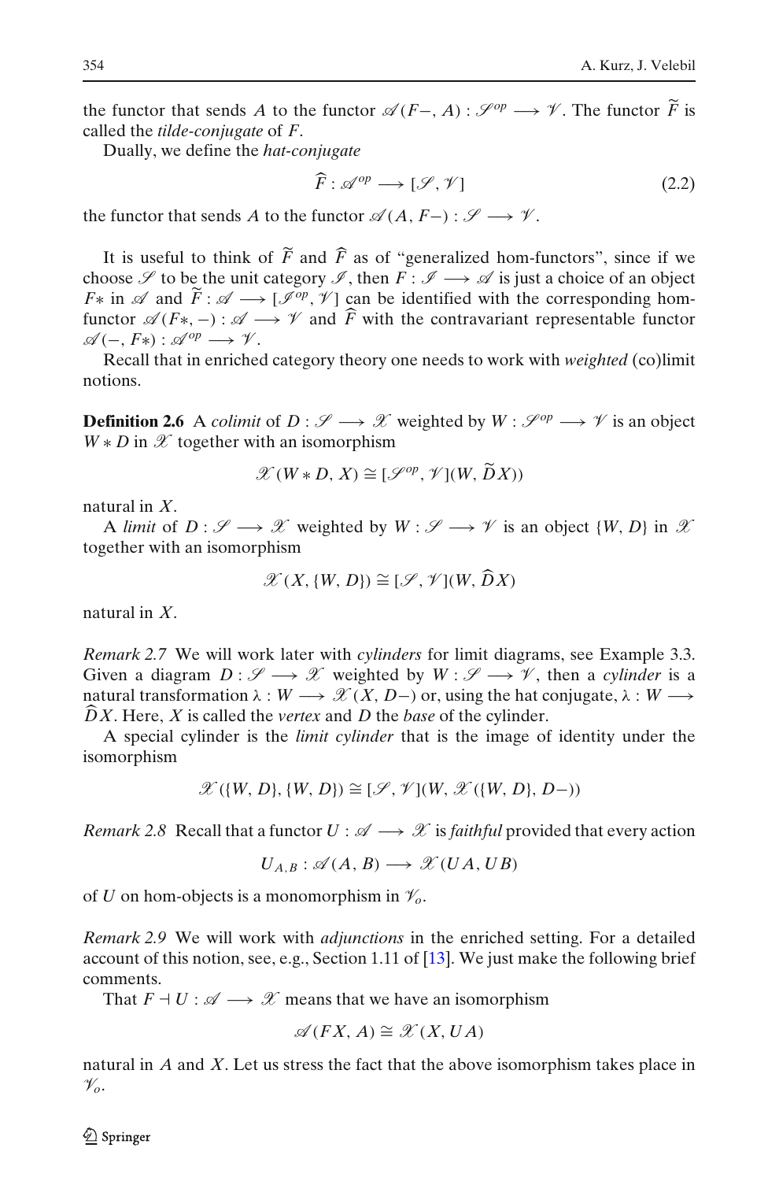the functor that sends $A$ to the functor $\mathscr{A}(F-, A) : \mathscr{S}^{op} \longrightarrow \mathscr{V}$. The functor $\widetilde{F}$ is called the *tilde-conjugate* of $F$.

Dually, we define the *hat-conjugate*

$$\widehat{F} : \mathscr{A}^{op} \longrightarrow [\mathscr{S}, \mathscr{V}] \tag{2.2}$$

the functor that sends $A$ to the functor $\mathscr{A}(A, F-) : \mathscr{S} \longrightarrow \mathscr{V}$.

It is useful to think of $\widetilde{F}$ and $\widehat{F}$ as of "generalized hom-functors", since if we choose $\mathscr{S}$ to be the unit category $\mathscr{I}$, then $F : \mathscr{I} \longrightarrow \mathscr{A}$ is just a choice of an object $F*$ in $\mathscr{A}$ and $\widetilde{F} : \mathscr{A} \longrightarrow [\mathscr{I}^{op}, \mathscr{V}]$ can be identified with the corresponding hom-functor $\mathscr{A}(F*, -) : \mathscr{A} \longrightarrow \mathscr{V}$ and $\widehat{F}$ with the contravariant representable functor $\mathscr{A}(-, F*) : \mathscr{A}^{op} \longrightarrow \mathscr{V}$.

Recall that in enriched category theory one needs to work with *weighted* (co)limit notions.

**Definition 2.6** A *colimit* of $D : \mathscr{S} \longrightarrow \mathscr{X}$ weighted by $W : \mathscr{S}^{op} \longrightarrow \mathscr{V}$ is an object $W * D$ in $\mathscr{X}$ together with an isomorphism

$$\mathscr{X}(W * D, X) \cong [\mathscr{S}^{op}, \mathscr{V}](W, \widetilde{D}X))$$

natural in $X$.

A *limit* of $D : \mathscr{S} \longrightarrow \mathscr{X}$ weighted by $W : \mathscr{S} \longrightarrow \mathscr{V}$ is an object $\{W, D\}$ in $\mathscr{X}$ together with an isomorphism

$$\mathscr{X}(X, \{W, D\}) \cong [\mathscr{S}, \mathscr{V}](W, \widehat{D}X)$$

natural in $X$.

*Remark 2.7* We will work later with *cylinders* for limit diagrams, see Example 3.3. Given a diagram $D : \mathscr{S} \longrightarrow \mathscr{X}$ weighted by $W : \mathscr{S} \longrightarrow \mathscr{V}$, then a *cylinder* is a natural transformation $\lambda : W \longrightarrow \mathscr{X}(X, D-)$ or, using the hat conjugate, $\lambda : W \longrightarrow \widehat{D}X$. Here, $X$ is called the *vertex* and $D$ the *base* of the cylinder.

A special cylinder is the *limit cylinder* that is the image of identity under the isomorphism

$$\mathscr{X}(\{W, D\}, \{W, D\}) \cong [\mathscr{S}, \mathscr{V}](W, \mathscr{X}(\{W, D\}, D-))$$

*Remark 2.8* Recall that a functor $U : \mathscr{A} \longrightarrow \mathscr{X}$ is *faithful* provided that every action

$$U_{A,B} : \mathscr{A}(A, B) \longrightarrow \mathscr{X}(UA, UB)$$

of $U$ on hom-objects is a monomorphism in $\mathscr{V}_o$.

*Remark 2.9* We will work with *adjunctions* in the enriched setting. For a detailed account of this notion, see, e.g., Section 1.11 of [13]. We just make the following brief comments.

That $F \dashv U : \mathscr{A} \longrightarrow \mathscr{X}$ means that we have an isomorphism

$$\mathscr{A}(FX, A) \cong \mathscr{X}(X, UA)$$

natural in $A$ and $X$. Let us stress the fact that the above isomorphism takes place in $\mathscr{V}_o$.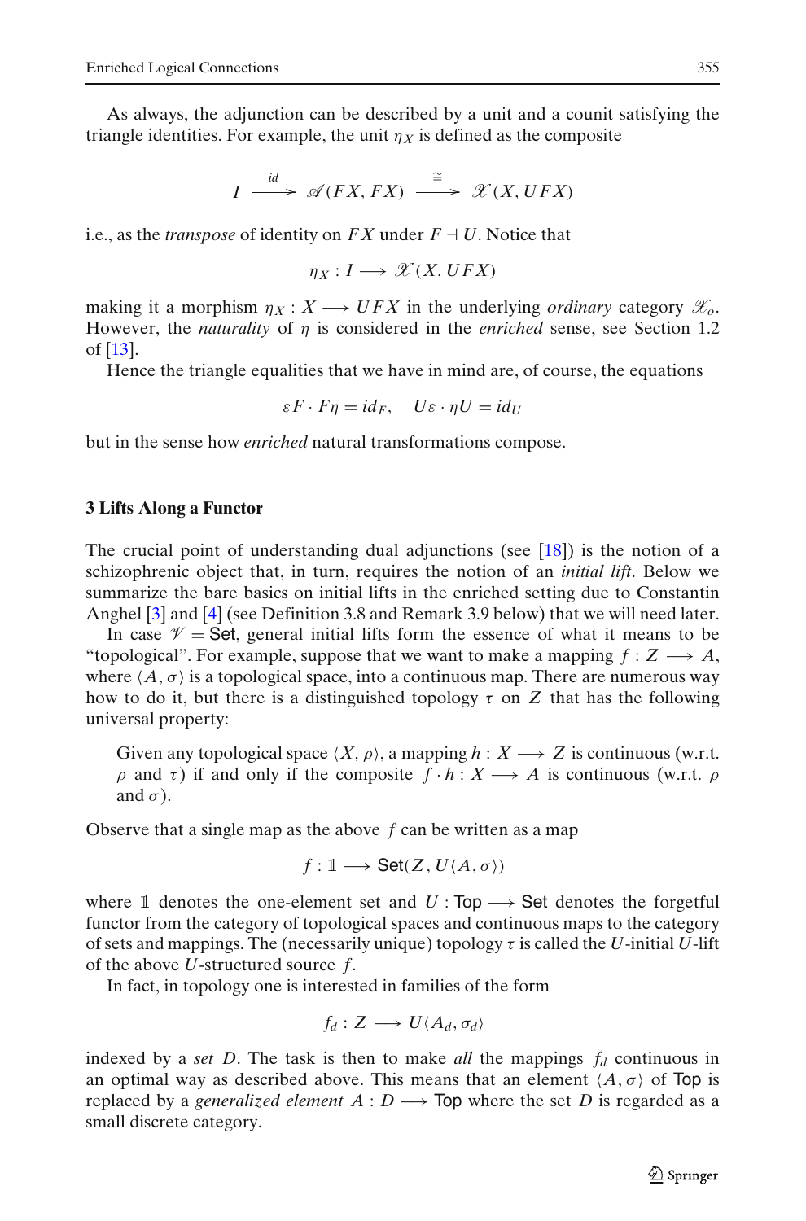As always, the adjunction can be described by a unit and a counit satisfying the triangle identities. For example, the unit $\eta_X$ is defined as the composite

$$I \xrightarrow{\;id\;} \mathscr{A}(FX, FX) \xrightarrow{\;\cong\;} \mathscr{X}(X, UFX)$$

i.e., as the *transpose* of identity on $FX$ under $F \dashv U$. Notice that

$$\eta_X : I \longrightarrow \mathscr{X}(X, UFX)$$

making it a morphism $\eta_X : X \longrightarrow UFX$ in the underlying *ordinary* category $\mathscr{X}_o$. However, the *naturality* of $\eta$ is considered in the *enriched* sense, see Section 1.2 of [13].

Hence the triangle equalities that we have in mind are, of course, the equations

$$\varepsilon F \cdot F\eta = id_F, \quad U\varepsilon \cdot \eta U = id_U$$

but in the sense how *enriched* natural transformations compose.

## 3 Lifts Along a Functor

The crucial point of understanding dual adjunctions (see [18]) is the notion of a schizophrenic object that, in turn, requires the notion of an *initial lift*. Below we summarize the bare basics on initial lifts in the enriched setting due to Constantin Anghel [3] and [4] (see Definition 3.8 and Remark 3.9 below) that we will need later.

In case $\mathscr{V} = \mathsf{Set}$, general initial lifts form the essence of what it means to be "topological". For example, suppose that we want to make a mapping $f : Z \longrightarrow A$, where $\langle A, \sigma \rangle$ is a topological space, into a continuous map. There are numerous way how to do it, but there is a distinguished topology $\tau$ on $Z$ that has the following universal property:

> Given any topological space $\langle X, \rho \rangle$, a mapping $h : X \longrightarrow Z$ is continuous (w.r.t. $\rho$ and $\tau$) if and only if the composite $f \cdot h : X \longrightarrow A$ is continuous (w.r.t. $\rho$ and $\sigma$).

Observe that a single map as the above $f$ can be written as a map

$$f : \mathbb{1} \longrightarrow \mathsf{Set}(Z, U\langle A, \sigma \rangle)$$

where $\mathbb{1}$ denotes the one-element set and $U : \mathsf{Top} \longrightarrow \mathsf{Set}$ denotes the forgetful functor from the category of topological spaces and continuous maps to the category of sets and mappings. The (necessarily unique) topology $\tau$ is called the $U$-initial $U$-lift of the above $U$-structured source $f$.

In fact, in topology one is interested in families of the form

$$f_d : Z \longrightarrow U\langle A_d, \sigma_d \rangle$$

indexed by a *set* $D$. The task is then to make *all* the mappings $f_d$ continuous in an optimal way as described above. This means that an element $\langle A, \sigma \rangle$ of $\mathsf{Top}$ is replaced by a *generalized element* $A : D \longrightarrow \mathsf{Top}$ where the set $D$ is regarded as a small discrete category.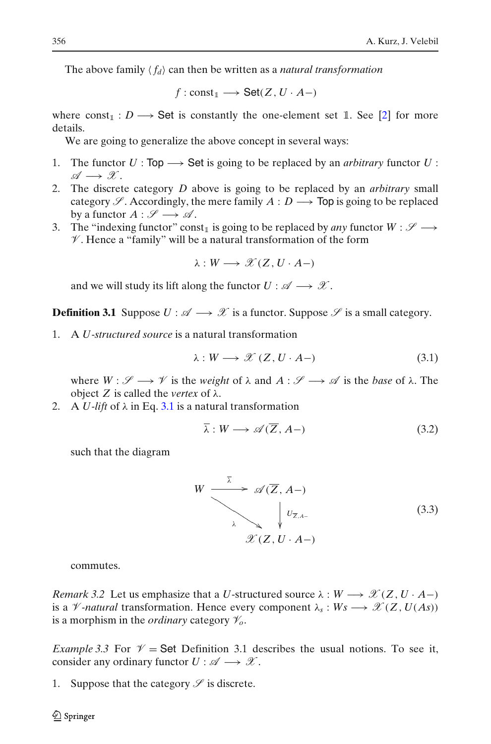The above family $\langle f_d \rangle$ can then be written as a *natural transformation*

$$f : \mathrm{const}_{\mathbb{1}} \longrightarrow \mathsf{Set}(Z, U \cdot A-)$$

where $\mathrm{const}_{\mathbb{1}} : D \longrightarrow \mathsf{Set}$ is constantly the one-element set $\mathbb{1}$. See [2] for more details.

We are going to generalize the above concept in several ways:

1. The functor $U : \mathsf{Top} \longrightarrow \mathsf{Set}$ is going to be replaced by an *arbitrary* functor $U : \mathscr{A} \longrightarrow \mathscr{X}$.
2. The discrete category $D$ above is going to be replaced by an *arbitrary* small category $\mathscr{S}$. Accordingly, the mere family $A : D \longrightarrow \mathsf{Top}$ is going to be replaced by a functor $A : \mathscr{S} \longrightarrow \mathscr{A}$.
3. The "indexing functor" $\mathrm{const}_{\mathbb{1}}$ is going to be replaced by *any* functor $W : \mathscr{S} \longrightarrow \mathscr{V}$. Hence a "family" will be a natural transformation of the form

   $$\lambda : W \longrightarrow \mathscr{X}(Z, U \cdot A-)$$

   and we will study its lift along the functor $U : \mathscr{A} \longrightarrow \mathscr{X}$.

**Definition 3.1** Suppose $U : \mathscr{A} \longrightarrow \mathscr{X}$ is a functor. Suppose $\mathscr{S}$ is a small category.

1. A *U-structured source* is a natural transformation

   $$\lambda : W \longrightarrow \mathscr{X}(Z, U \cdot A-) \tag{3.1}$$

   where $W : \mathscr{S} \longrightarrow \mathscr{V}$ is the *weight* of $\lambda$ and $A : \mathscr{S} \longrightarrow \mathscr{A}$ is the *base* of $\lambda$. The object $Z$ is called the *vertex* of $\lambda$.
2. A *U-lift* of $\lambda$ in Eq. 3.1 is a natural transformation

   $$\overline{\lambda} : W \longrightarrow \mathscr{A}(\overline{Z}, A-) \tag{3.2}$$

   such that the diagram

   $$\begin{array}{ccc} W & \xrightarrow{\overline{\lambda}} & \mathscr{A}(\overline{Z}, A-) \\ & \searrow^{\lambda} & \downarrow U_{\overline{Z}, A-} \\ & & \mathscr{X}(Z, U \cdot A-) \end{array} \tag{3.3}$$

   commutes.

*Remark 3.2* Let us emphasize that a $U$-structured source $\lambda : W \longrightarrow \mathscr{X}(Z, U \cdot A-)$ is a $\mathscr{V}$*-natural* transformation. Hence every component $\lambda_s : Ws \longrightarrow \mathscr{X}(Z, U(As))$ is a morphism in the *ordinary* category $\mathscr{V}_o$.

*Example 3.3* For $\mathscr{V} = \mathsf{Set}$ Definition 3.1 describes the usual notions. To see it, consider any ordinary functor $U : \mathscr{A} \longrightarrow \mathscr{X}$.

1. Suppose that the category $\mathscr{S}$ is discrete.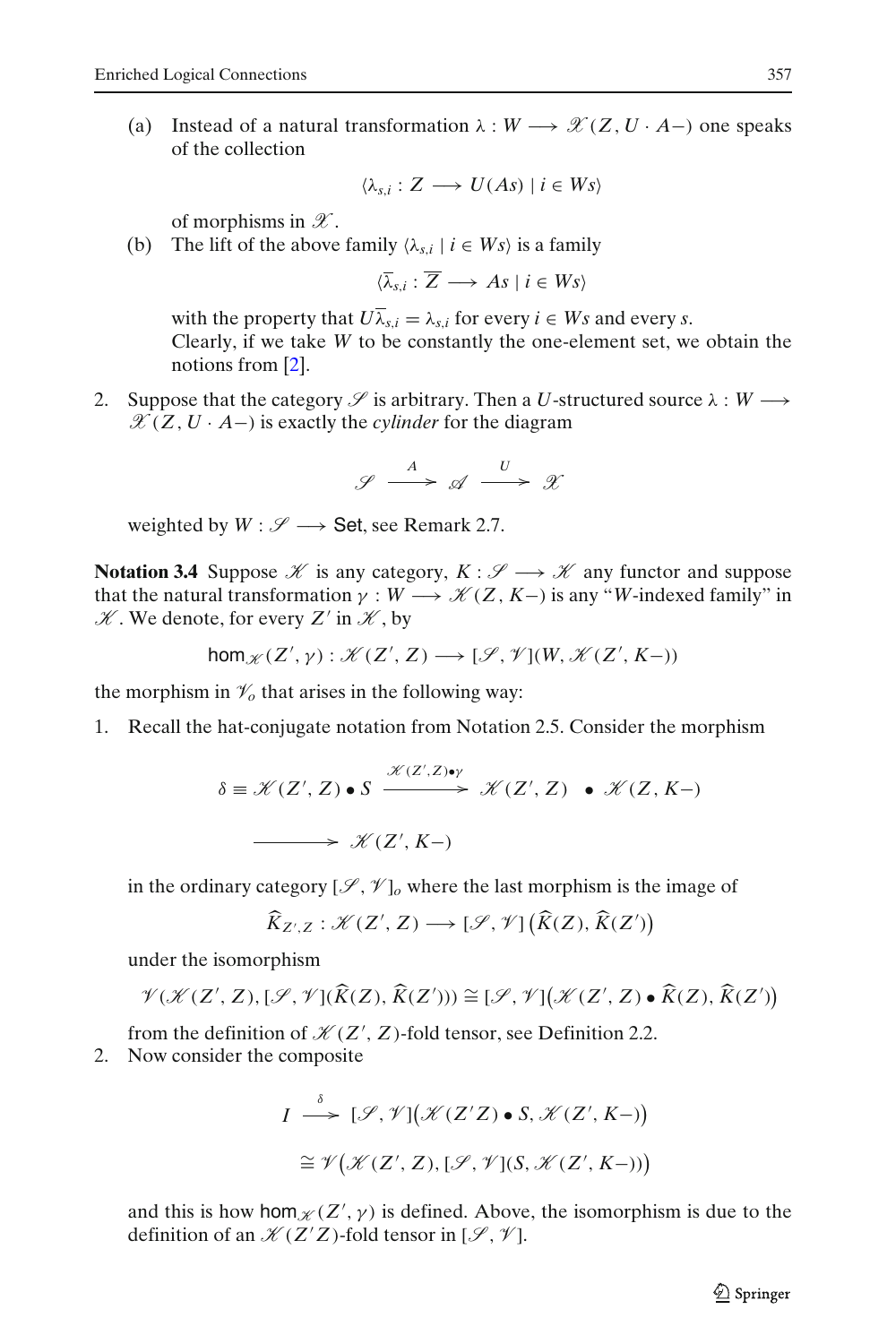(a) Instead of a natural transformation $\lambda : W \longrightarrow \mathscr{X}(Z, U \cdot A-)$ one speaks of the collection

$$\langle \lambda_{s,i} : Z \longrightarrow U(As) \mid i \in Ws \rangle$$

of morphisms in $\mathscr{X}$.

(b) The lift of the above family $\langle \lambda_{s,i} \mid i \in Ws \rangle$ is a family

$$\langle \overline{\lambda}_{s,i} : \overline{Z} \longrightarrow As \mid i \in Ws \rangle$$

with the property that $U\overline{\lambda}_{s,i} = \lambda_{s,i}$ for every $i \in Ws$ and every $s$.
Clearly, if we take $W$ to be constantly the one-element set, we obtain the notions from [2].

2. Suppose that the category $\mathscr{S}$ is arbitrary. Then a $U$-structured source $\lambda : W \longrightarrow \mathscr{X}(Z, U \cdot A-)$ is exactly the *cylinder* for the diagram

$$\mathscr{S} \xrightarrow{\ A\ } \mathscr{A} \xrightarrow{\ U\ } \mathscr{X}$$

weighted by $W : \mathscr{S} \longrightarrow \mathsf{Set}$, see Remark 2.7.

**Notation 3.4** Suppose $\mathscr{K}$ is any category, $K : \mathscr{S} \longrightarrow \mathscr{K}$ any functor and suppose that the natural transformation $\gamma : W \longrightarrow \mathscr{K}(Z, K-)$ is any "$W$-indexed family" in $\mathscr{K}$. We denote, for every $Z'$ in $\mathscr{K}$, by

$$\mathsf{hom}_{\mathscr{K}}(Z', \gamma) : \mathscr{K}(Z', Z) \longrightarrow [\mathscr{S}, \mathscr{V}](W, \mathscr{K}(Z', K-))$$

the morphism in $\mathscr{V}_o$ that arises in the following way:

1. Recall the hat-conjugate notation from Notation 2.5. Consider the morphism

$$\delta \equiv \mathscr{K}(Z', Z) \bullet S \xrightarrow{\ \mathscr{K}(Z',Z)\bullet\gamma\ } \mathscr{K}(Z', Z) \ \bullet \ \mathscr{K}(Z, K-)$$
$$\longrightarrow \mathscr{K}(Z', K-)$$

in the ordinary category $[\mathscr{S}, \mathscr{V}]_o$ where the last morphism is the image of

$$\widehat{K}_{Z',Z} : \mathscr{K}(Z', Z) \longrightarrow [\mathscr{S}, \mathscr{V}]\big(\widehat{K}(Z), \widehat{K}(Z')\big)$$

under the isomorphism

$$\mathscr{V}(\mathscr{K}(Z', Z), [\mathscr{S}, \mathscr{V}](\widehat{K}(Z), \widehat{K}(Z'))) \cong [\mathscr{S}, \mathscr{V}]\big(\mathscr{K}(Z', Z) \bullet \widehat{K}(Z), \widehat{K}(Z')\big)$$

from the definition of $\mathscr{K}(Z', Z)$-fold tensor, see Definition 2.2.

2. Now consider the composite

$$I \xrightarrow{\ \delta\ } [\mathscr{S}, \mathscr{V}]\big(\mathscr{K}(Z'Z) \bullet S, \mathscr{K}(Z', K-)\big)$$
$$\cong \mathscr{V}\big(\mathscr{K}(Z', Z), [\mathscr{S}, \mathscr{V}](S, \mathscr{K}(Z', K-))\big)$$

and this is how $\mathsf{hom}_{\mathscr{K}}(Z', \gamma)$ is defined. Above, the isomorphism is due to the definition of an $\mathscr{K}(Z'Z)$-fold tensor in $[\mathscr{S}, \mathscr{V}]$.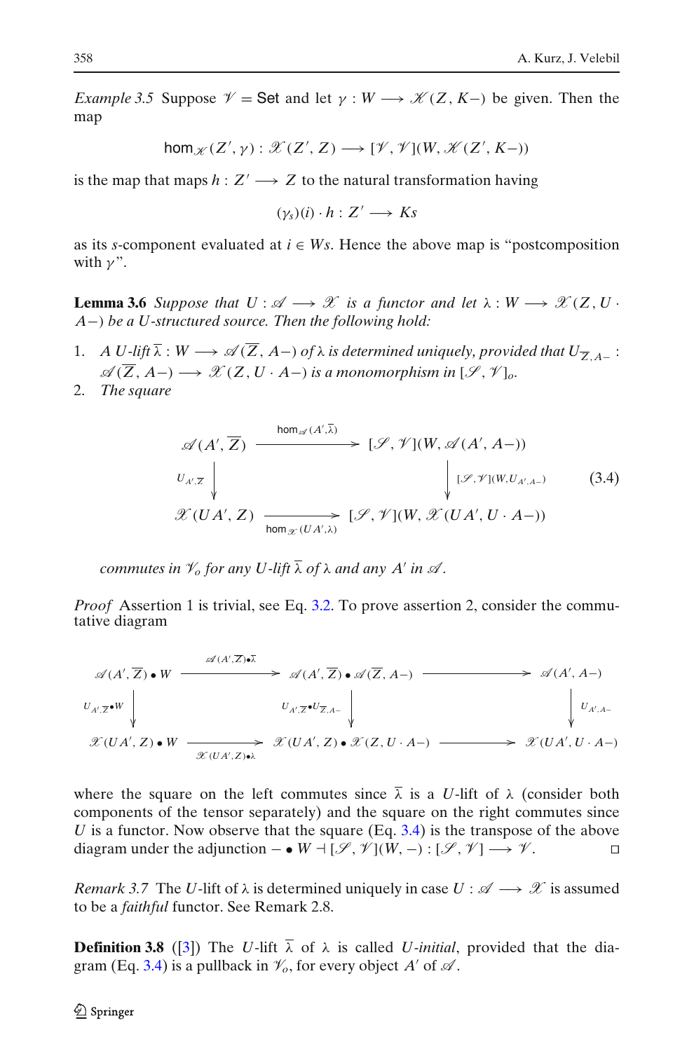*Example 3.5* Suppose $\mathscr{V} = \mathsf{Set}$ and let $\gamma : W \longrightarrow \mathscr{K}(Z, K-)$ be given. Then the map

$$\mathsf{hom}_{\mathscr{K}}(Z', \gamma) : \mathscr{X}(Z', Z) \longrightarrow [\mathscr{V}, \mathscr{V}](W, \mathscr{K}(Z', K-))$$

is the map that maps $h : Z' \longrightarrow Z$ to the natural transformation having

$$(\gamma_s)(i) \cdot h : Z' \longrightarrow Ks$$

as its $s$-component evaluated at $i \in Ws$. Hence the above map is "postcomposition with $\gamma$".

**Lemma 3.6** *Suppose that $U : \mathscr{A} \longrightarrow \mathscr{X}$ is a functor and let $\lambda : W \longrightarrow \mathscr{X}(Z, U \cdot A-)$ be a $U$-structured source. Then the following hold:*

1. *A $U$-lift $\overline{\lambda} : W \longrightarrow \mathscr{A}(\overline{Z}, A-)$ of $\lambda$ is determined uniquely, provided that $U_{\overline{Z}, A-} : \mathscr{A}(\overline{Z}, A-) \longrightarrow \mathscr{X}(Z, U \cdot A-)$ is a monomorphism in $[\mathscr{S}, \mathscr{V}]_o$.*
2. *The square*

$$\begin{array}{ccc}
\mathscr{A}(A', \overline{Z}) & \xrightarrow{\mathsf{hom}_{\mathscr{A}}(A', \overline{\lambda})} & [\mathscr{S}, \mathscr{V}](W, \mathscr{A}(A', A-)) \\
{\scriptstyle U_{A', \overline{Z}}} \downarrow & & \downarrow {\scriptstyle [\mathscr{S}, \mathscr{V}](W, U_{A', A-})} \\
\mathscr{X}(UA', Z) & \xrightarrow[\mathsf{hom}_{\mathscr{X}}(UA', \lambda)]{} & [\mathscr{S}, \mathscr{V}](W, \mathscr{X}(UA', U \cdot A-))
\end{array} \tag{3.4}$$

*commutes in $\mathscr{V}_o$ for any $U$-lift $\overline{\lambda}$ of $\lambda$ and any $A'$ in $\mathscr{A}$.*

*Proof* Assertion 1 is trivial, see Eq. 3.2. To prove assertion 2, consider the commutative diagram

$$\begin{array}{ccccc}
\mathscr{A}(A', \overline{Z}) \bullet W & \xrightarrow{\mathscr{A}(A', \overline{Z}) \bullet \overline{\lambda}} & \mathscr{A}(A', \overline{Z}) \bullet \mathscr{A}(\overline{Z}, A-) & \longrightarrow & \mathscr{A}(A', A-) \\
{\scriptstyle U_{A', \overline{Z}} \bullet W} \downarrow & & \downarrow {\scriptstyle U_{A', \overline{Z}} \bullet U_{\overline{Z}, A-}} & & \downarrow {\scriptstyle U_{A', A-}} \\
\mathscr{X}(UA', Z) \bullet W & \xrightarrow[\mathscr{X}(UA', Z) \bullet \lambda]{} & \mathscr{X}(UA', Z) \bullet \mathscr{X}(Z, U \cdot A-) & \longrightarrow & \mathscr{X}(UA', U \cdot A-)
\end{array}$$

where the square on the left commutes since $\overline{\lambda}$ is a $U$-lift of $\lambda$ (consider both components of the tensor separately) and the square on the right commutes since $U$ is a functor. Now observe that the square (Eq. 3.4) is the transpose of the above diagram under the adjunction $- \bullet W \dashv [\mathscr{S}, \mathscr{V}](W, -) : [\mathscr{S}, \mathscr{V}] \longrightarrow \mathscr{V}$. $\square$

*Remark 3.7* The $U$-lift of $\lambda$ is determined uniquely in case $U : \mathscr{A} \longrightarrow \mathscr{X}$ is assumed to be a *faithful* functor. See Remark 2.8.

**Definition 3.8** ([3]) The $U$-lift $\overline{\lambda}$ of $\lambda$ is called *$U$-initial*, provided that the diagram (Eq. 3.4) is a pullback in $\mathscr{V}_o$, for every object $A'$ of $\mathscr{A}$.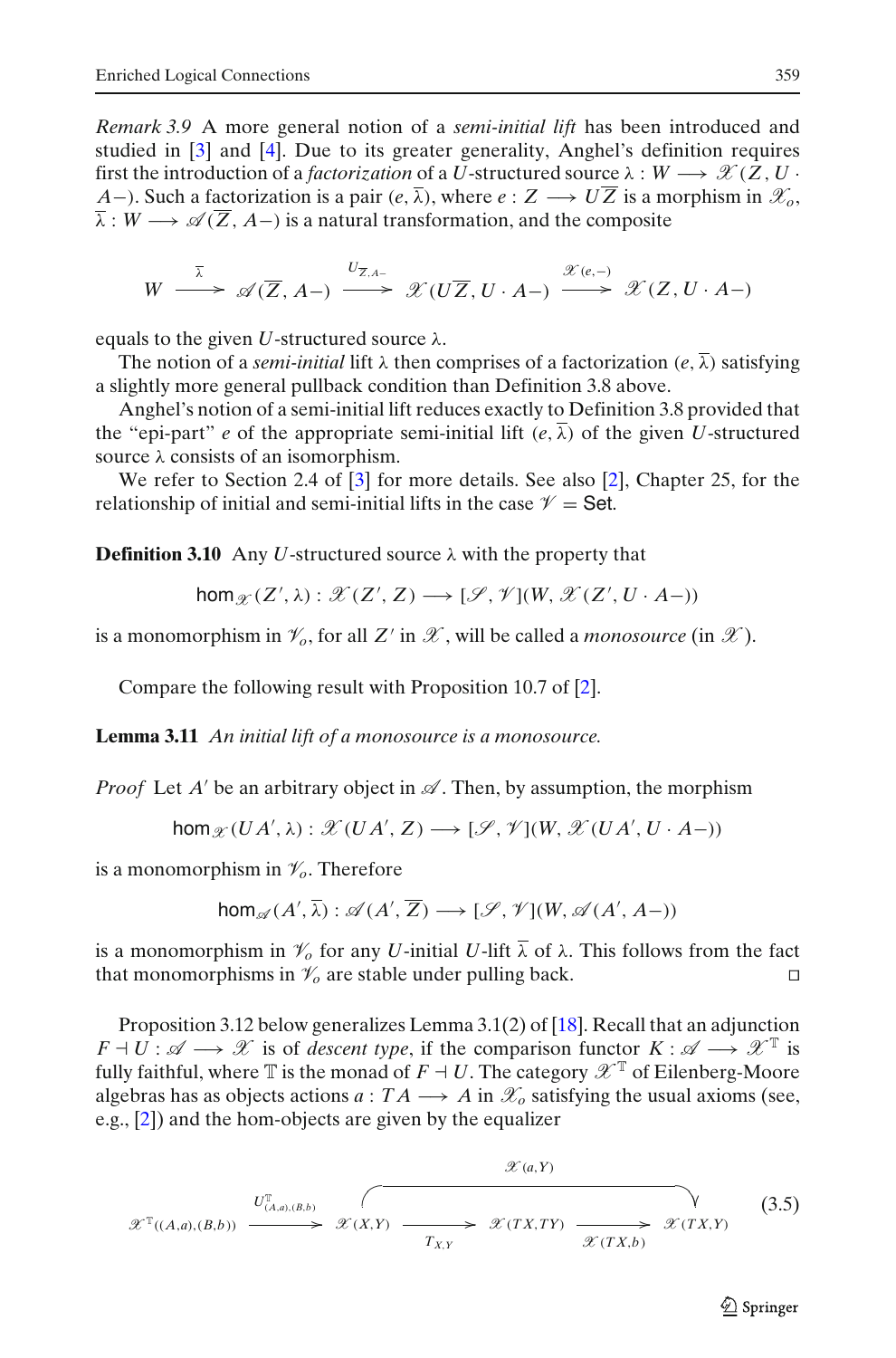*Remark 3.9* A more general notion of a *semi-initial lift* has been introduced and studied in [3] and [4]. Due to its greater generality, Anghel's definition requires first the introduction of a *factorization* of a $U$-structured source $\lambda : W \longrightarrow \mathscr{X}(Z, U \cdot A-)$. Such a factorization is a pair $(e, \overline{\lambda})$, where $e : Z \longrightarrow U\overline{Z}$ is a morphism in $\mathscr{X}_o$, $\overline{\lambda} : W \longrightarrow \mathscr{A}(\overline{Z}, A-)$ is a natural transformation, and the composite

$$W \xrightarrow{\overline{\lambda}} \mathscr{A}(\overline{Z}, A-) \xrightarrow{U_{\overline{Z},A-}} \mathscr{X}(U\overline{Z}, U \cdot A-) \xrightarrow{\mathscr{X}(e,-)} \mathscr{X}(Z, U \cdot A-)$$

equals to the given $U$-structured source $\lambda$.

The notion of a *semi-initial* lift $\lambda$ then comprises of a factorization $(e, \overline{\lambda})$ satisfying a slightly more general pullback condition than Definition 3.8 above.

Anghel's notion of a semi-initial lift reduces exactly to Definition 3.8 provided that the "epi-part" $e$ of the appropriate semi-initial lift $(e, \overline{\lambda})$ of the given $U$-structured source $\lambda$ consists of an isomorphism.

We refer to Section 2.4 of [3] for more details. See also [2], Chapter 25, for the relationship of initial and semi-initial lifts in the case $\mathscr{V} = \mathsf{Set}$.

**Definition 3.10** Any $U$-structured source $\lambda$ with the property that

$$\mathsf{hom}_{\mathscr{X}}(Z', \lambda) : \mathscr{X}(Z', Z) \longrightarrow [\mathscr{S}, \mathscr{V}](W, \mathscr{X}(Z', U \cdot A-))$$

is a monomorphism in $\mathscr{V}_o$, for all $Z'$ in $\mathscr{X}$, will be called a *monosource* (in $\mathscr{X}$).

Compare the following result with Proposition 10.7 of [2].

**Lemma 3.11** *An initial lift of a monosource is a monosource.*

*Proof* Let $A'$ be an arbitrary object in $\mathscr{A}$. Then, by assumption, the morphism

$$\mathsf{hom}_{\mathscr{X}}(UA', \lambda) : \mathscr{X}(UA', Z) \longrightarrow [\mathscr{S}, \mathscr{V}](W, \mathscr{X}(UA', U \cdot A-))$$

is a monomorphism in $\mathscr{V}_o$. Therefore

$$\mathsf{hom}_{\mathscr{A}}(A', \overline{\lambda}) : \mathscr{A}(A', \overline{Z}) \longrightarrow [\mathscr{S}, \mathscr{V}](W, \mathscr{A}(A', A-))$$

is a monomorphism in $\mathscr{V}_o$ for any $U$-initial $U$-lift $\overline{\lambda}$ of $\lambda$. This follows from the fact that monomorphisms in $\mathscr{V}_o$ are stable under pulling back. □

Proposition 3.12 below generalizes Lemma 3.1(2) of [18]. Recall that an adjunction $F \dashv U : \mathscr{A} \longrightarrow \mathscr{X}$ is of *descent type*, if the comparison functor $K : \mathscr{A} \longrightarrow \mathscr{X}^{\mathbb{T}}$ is fully faithful, where $\mathbb{T}$ is the monad of $F \dashv U$. The category $\mathscr{X}^{\mathbb{T}}$ of Eilenberg-Moore algebras has as objects actions $a : TA \longrightarrow A$ in $\mathscr{X}_o$ satisfying the usual axioms (see, e.g., [2]) and the hom-objects are given by the equalizer

$$\mathscr{X}^{\mathbb{T}}((A,a),(B,b)) \xrightarrow{U^{\mathbb{T}}_{(A,a),(B,b)}} \mathscr{X}(X,Y) \underset{T_{X,Y}}{\longrightarrow} \mathscr{X}(TX,TY) \xrightarrow[\mathscr{X}(TX,b)]{} \mathscr{X}(TX,Y) \qquad \text{with } \mathscr{X}(a,Y) : \mathscr{X}(X,Y) \longrightarrow \mathscr{X}(TX,Y) \tag{3.5}$$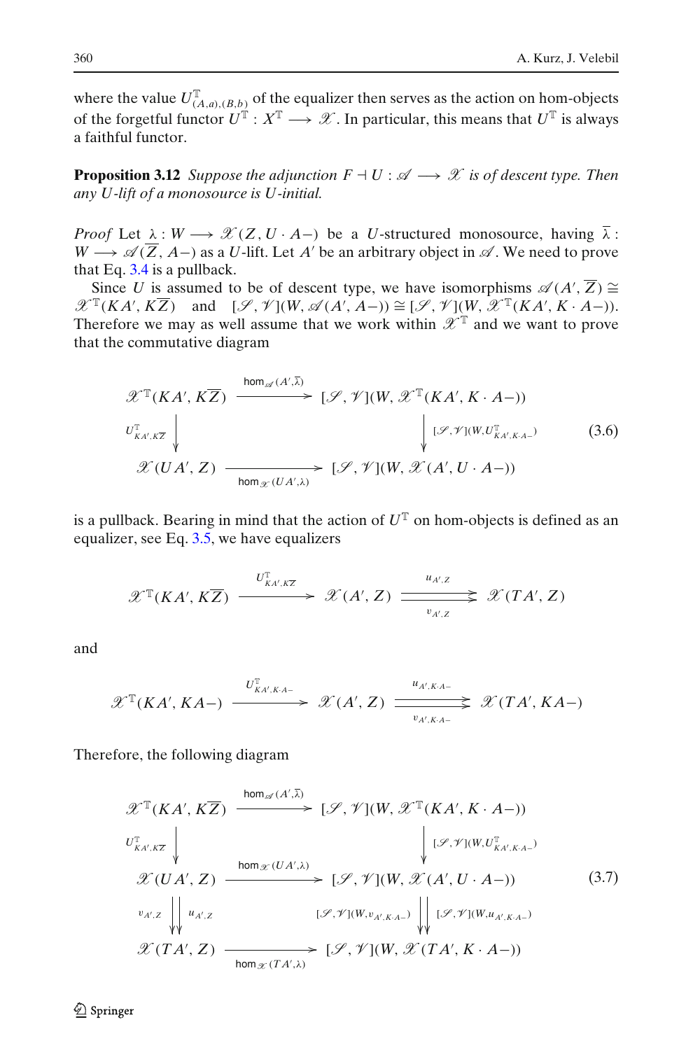where the value $U^{\mathbb{T}}_{(A,a),(B,b)}$ of the equalizer then serves as the action on hom-objects of the forgetful functor $U^{\mathbb{T}} : X^{\mathbb{T}} \longrightarrow \mathscr{X}$. In particular, this means that $U^{\mathbb{T}}$ is always a faithful functor.

**Proposition 3.12** *Suppose the adjunction $F \dashv U : \mathscr{A} \longrightarrow \mathscr{X}$ is of descent type. Then any $U$-lift of a monosource is $U$-initial.*

*Proof* Let $\lambda : W \longrightarrow \mathscr{X}(Z, U \cdot A-)$ be a $U$-structured monosource, having $\overline{\lambda} : W \longrightarrow \mathscr{A}(\overline{Z}, A-)$ as a $U$-lift. Let $A'$ be an arbitrary object in $\mathscr{A}$. We need to prove that Eq. 3.4 is a pullback.

Since $U$ is assumed to be of descent type, we have isomorphisms $\mathscr{A}(A', \overline{Z}) \cong \mathscr{X}^{\mathbb{T}}(KA', K\overline{Z})$ and $[\mathscr{S}, \mathscr{V}](W, \mathscr{A}(A', A-)) \cong [\mathscr{S}, \mathscr{V}](W, \mathscr{X}^{\mathbb{T}}(KA', K \cdot A-))$. Therefore we may as well assume that we work within $\mathscr{X}^{\mathbb{T}}$ and we want to prove that the commutative diagram

$$
\begin{array}{ccc}
\mathscr{X}^{\mathbb{T}}(KA', K\overline{Z}) & \xrightarrow{\mathsf{hom}_{\mathscr{A}}(A', \overline{\lambda})} & [\mathscr{S}, \mathscr{V}](W, \mathscr{X}^{\mathbb{T}}(KA', K \cdot A-)) \\
{\scriptstyle U^{\mathbb{T}}_{KA', K\overline{Z}}} \downarrow & & \downarrow {\scriptstyle [\mathscr{S}, \mathscr{V}](W, U^{\mathbb{T}}_{KA', K \cdot A-})} \\
\mathscr{X}(UA', Z) & \xrightarrow[\mathsf{hom}_{\mathscr{X}}(UA', \lambda)]{} & [\mathscr{S}, \mathscr{V}](W, \mathscr{X}(A', U \cdot A-))
\end{array}
\tag{3.6}
$$

is a pullback. Bearing in mind that the action of $U^{\mathbb{T}}$ on hom-objects is defined as an equalizer, see Eq. 3.5, we have equalizers

$$
\mathscr{X}^{\mathbb{T}}(KA', K\overline{Z}) \xrightarrow{U^{\mathbb{T}}_{KA', K\overline{Z}}} \mathscr{X}(A', Z) \underset{v_{A',Z}}{\overset{u_{A',Z}}{\rightrightarrows}} \mathscr{X}(TA', Z)
$$

and

$$
\mathscr{X}^{\mathbb{T}}(KA', KA-) \xrightarrow{U^{\mathbb{T}}_{KA', K \cdot A-}} \mathscr{X}(A', Z) \underset{v_{A', K \cdot A-}}{\overset{u_{A', K \cdot A-}}{\rightrightarrows}} \mathscr{X}(TA', KA-)
$$

Therefore, the following diagram

$$
\begin{array}{ccc}
\mathscr{X}^{\mathbb{T}}(KA', K\overline{Z}) & \xrightarrow{\mathsf{hom}_{\mathscr{A}}(A', \overline{\lambda})} & [\mathscr{S}, \mathscr{V}](W, \mathscr{X}^{\mathbb{T}}(KA', K \cdot A-)) \\
{\scriptstyle U^{\mathbb{T}}_{KA', K\overline{Z}}} \downarrow & & \downarrow {\scriptstyle [\mathscr{S}, \mathscr{V}](W, U^{\mathbb{T}}_{KA', K \cdot A-})} \\
\mathscr{X}(UA', Z) & \xrightarrow{\mathsf{hom}_{\mathscr{X}}(UA', \lambda)} & [\mathscr{S}, \mathscr{V}](W, \mathscr{X}(A', U \cdot A-)) \\
{\scriptstyle v_{A',Z}} \downarrow\downarrow {\scriptstyle u_{A',Z}} & & {\scriptstyle [\mathscr{S}, \mathscr{V}](W, v_{A', K \cdot A-})} \downarrow\downarrow {\scriptstyle [\mathscr{S}, \mathscr{V}](W, u_{A', K \cdot A-})} \\
\mathscr{X}(TA', Z) & \xrightarrow[\mathsf{hom}_{\mathscr{X}}(TA', \lambda)]{} & [\mathscr{S}, \mathscr{V}](W, \mathscr{X}(TA', K \cdot A-))
\end{array}
\tag{3.7}
$$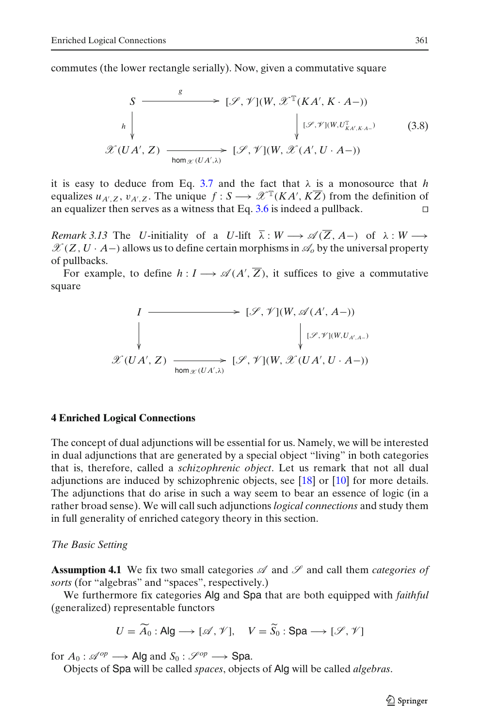commutes (the lower rectangle serially). Now, given a commutative square

$$
\begin{array}{ccc}
S & \xrightarrow{\quad g \quad} & [\mathscr{S},\mathscr{V}](W, \mathscr{X}^{\mathbb{T}}(KA', K\cdot A-)) \\
{\scriptstyle h}\downarrow & & \downarrow {\scriptstyle [\mathscr{S},\mathscr{V}](W, U^{\mathbb{T}}_{KA',K\cdot A-})} \\
\mathscr{X}(UA', Z) & \xrightarrow[\mathsf{hom}_{\mathscr{X}}(UA',\lambda)]{} & [\mathscr{S},\mathscr{V}](W, \mathscr{X}(A', U\cdot A-))
\end{array}
\tag{3.8}
$$

it is easy to deduce from Eq. 3.7 and the fact that $\lambda$ is a monosource that $h$ equalizes $u_{A',Z}$, $v_{A',Z}$. The unique $f : S \longrightarrow \mathscr{X}^{\mathbb{T}}(KA', K\overline{Z})$ from the definition of an equalizer then serves as a witness that Eq. 3.6 is indeed a pullback. □

*Remark 3.13* The $U$-initiality of a $U$-lift $\overline{\lambda} : W \longrightarrow \mathscr{A}(\overline{Z}, A-)$ of $\lambda : W \longrightarrow \mathscr{X}(Z, U\cdot A-)$ allows us to define certain morphisms in $\mathscr{A}_o$ by the universal property of pullbacks.

For example, to define $h : I \longrightarrow \mathscr{A}(A', \overline{Z})$, it suffices to give a commutative square

$$
\begin{array}{ccc}
I & \longrightarrow & [\mathscr{S},\mathscr{V}](W, \mathscr{A}(A', A-)) \\
\downarrow & & \downarrow {\scriptstyle [\mathscr{S},\mathscr{V}](W, U_{A',A-})} \\
\mathscr{X}(UA', Z) & \xrightarrow[\mathsf{hom}_{\mathscr{X}}(UA',\lambda)]{} & [\mathscr{S},\mathscr{V}](W, \mathscr{X}(UA', U\cdot A-))
\end{array}
$$

## 4 Enriched Logical Connections

The concept of dual adjunctions will be essential for us. Namely, we will be interested in dual adjunctions that are generated by a special object "living" in both categories that is, therefore, called a *schizophrenic object*. Let us remark that not all dual adjunctions are induced by schizophrenic objects, see [18] or [10] for more details. The adjunctions that do arise in such a way seem to bear an essence of logic (in a rather broad sense). We will call such adjunctions *logical connections* and study them in full generality of enriched category theory in this section.

*The Basic Setting*

**Assumption 4.1** We fix two small categories $\mathscr{A}$ and $\mathscr{S}$ and call them *categories of sorts* (for "algebras" and "spaces", respectively.)

We furthermore fix categories $\mathsf{Alg}$ and $\mathsf{Spa}$ that are both equipped with *faithful* (generalized) representable functors

$$U = \widetilde{A_0} : \mathsf{Alg} \longrightarrow [\mathscr{A},\mathscr{V}], \quad V = \widetilde{S_0} : \mathsf{Spa} \longrightarrow [\mathscr{S},\mathscr{V}]$$

for $A_0 : \mathscr{A}^{op} \longrightarrow \mathsf{Alg}$ and $S_0 : \mathscr{S}^{op} \longrightarrow \mathsf{Spa}$.

Objects of $\mathsf{Spa}$ will be called *spaces*, objects of $\mathsf{Alg}$ will be called *algebras*.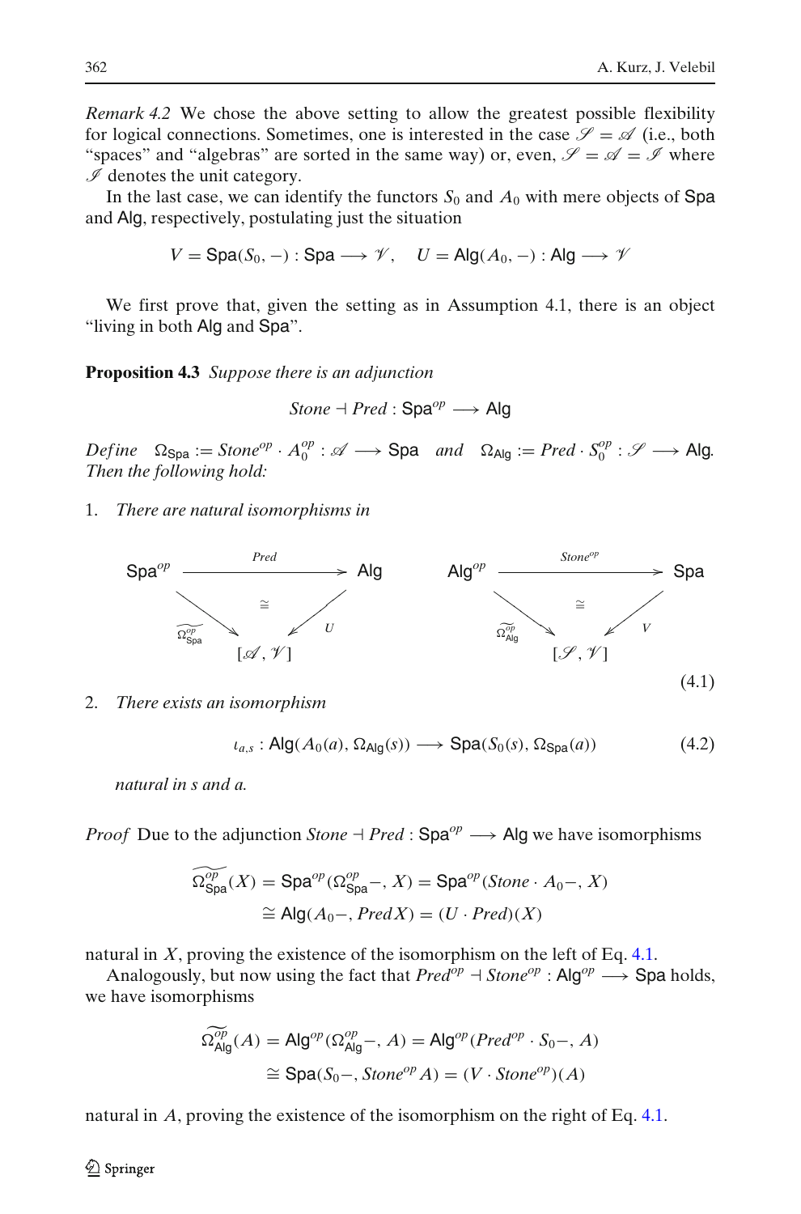*Remark 4.2* We chose the above setting to allow the greatest possible flexibility for logical connections. Sometimes, one is interested in the case $\mathscr{S} = \mathscr{A}$ (i.e., both "spaces" and "algebras" are sorted in the same way) or, even, $\mathscr{S} = \mathscr{A} = \mathscr{I}$ where $\mathscr{I}$ denotes the unit category.

In the last case, we can identify the functors $S_0$ and $A_0$ with mere objects of $\mathsf{Spa}$ and $\mathsf{Alg}$, respectively, postulating just the situation

$$V = \mathsf{Spa}(S_0, -) : \mathsf{Spa} \longrightarrow \mathscr{V}, \quad U = \mathsf{Alg}(A_0, -) : \mathsf{Alg} \longrightarrow \mathscr{V}$$

We first prove that, given the setting as in Assumption 4.1, there is an object "living in both $\mathsf{Alg}$ and $\mathsf{Spa}$".

**Proposition 4.3** *Suppose there is an adjunction*

$$\mathit{Stone} \dashv \mathit{Pred} : \mathsf{Spa}^{op} \longrightarrow \mathsf{Alg}$$

*Define* $\Omega_{\mathsf{Spa}} := \mathit{Stone}^{op} \cdot A_0^{op} : \mathscr{A} \longrightarrow \mathsf{Spa}$ *and* $\Omega_{\mathsf{Alg}} := \mathit{Pred} \cdot S_0^{op} : \mathscr{S} \longrightarrow \mathsf{Alg}$. *Then the following hold:*

1. *There are natural isomorphisms in*

$$\begin{array}{ccc}
\mathsf{Spa}^{op} \xrightarrow{\ \mathit{Pred}\ } \mathsf{Alg} & & \mathsf{Alg}^{op} \xrightarrow{\ \mathit{Stone}^{op}\ } \mathsf{Spa} \\
\widetilde{\Omega^{op}_{\mathsf{Spa}}} \searrow \ \cong \ \swarrow U & & \widetilde{\Omega^{op}_{\mathsf{Alg}}} \searrow \ \cong \ \swarrow V \\
[\mathscr{A}, \mathscr{V}] & & [\mathscr{S}, \mathscr{V}]
\end{array} \tag{4.1}$$

2. *There exists an isomorphism*

$$\iota_{a,s} : \mathsf{Alg}(A_0(a), \Omega_{\mathsf{Alg}}(s)) \longrightarrow \mathsf{Spa}(S_0(s), \Omega_{\mathsf{Spa}}(a)) \tag{4.2}$$

*natural in $s$ and $a$.*

*Proof* Due to the adjunction $\mathit{Stone} \dashv \mathit{Pred} : \mathsf{Spa}^{op} \longrightarrow \mathsf{Alg}$ we have isomorphisms

$$\begin{aligned}
\widetilde{\Omega^{op}_{\mathsf{Spa}}}(X) &= \mathsf{Spa}^{op}(\Omega^{op}_{\mathsf{Spa}}-, X) = \mathsf{Spa}^{op}(\mathit{Stone} \cdot A_0-, X) \\
&\cong \mathsf{Alg}(A_0-, \mathit{Pred}X) = (U \cdot \mathit{Pred})(X)
\end{aligned}$$

natural in $X$, proving the existence of the isomorphism on the left of Eq. 4.1.

Analogously, but now using the fact that $\mathit{Pred}^{op} \dashv \mathit{Stone}^{op} : \mathsf{Alg}^{op} \longrightarrow \mathsf{Spa}$ holds, we have isomorphisms

$$\begin{aligned}
\widetilde{\Omega^{op}_{\mathsf{Alg}}}(A) &= \mathsf{Alg}^{op}(\Omega^{op}_{\mathsf{Alg}}-, A) = \mathsf{Alg}^{op}(\mathit{Pred}^{op} \cdot S_0-, A) \\
&\cong \mathsf{Spa}(S_0-, \mathit{Stone}^{op}A) = (V \cdot \mathit{Stone}^{op})(A)
\end{aligned}$$

natural in $A$, proving the existence of the isomorphism on the right of Eq. 4.1.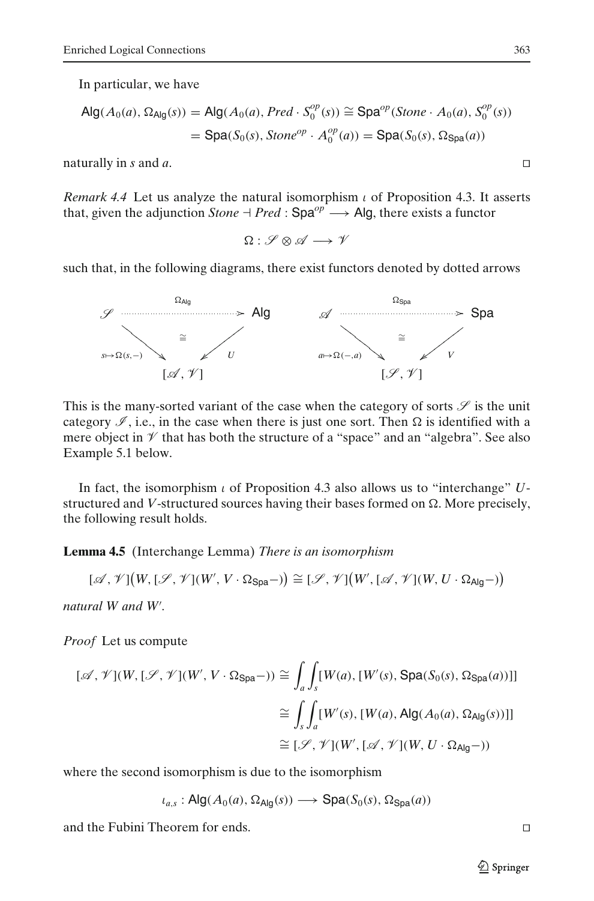In particular, we have

$$
\begin{aligned}
\mathsf{Alg}(A_0(a), \Omega_{\mathsf{Alg}}(s)) &= \mathsf{Alg}(A_0(a), \mathit{Pred} \cdot S_0^{op}(s)) \cong \mathsf{Spa}^{op}(\mathit{Stone} \cdot A_0(a), S_0^{op}(s)) \\
&= \mathsf{Spa}(S_0(s), \mathit{Stone}^{op} \cdot A_0^{op}(a)) = \mathsf{Spa}(S_0(s), \Omega_{\mathsf{Spa}}(a))
\end{aligned}
$$

naturally in $s$ and $a$. □

*Remark 4.4* Let us analyze the natural isomorphism $\iota$ of Proposition 4.3. It asserts that, given the adjunction $\mathit{Stone} \dashv \mathit{Pred} : \mathsf{Spa}^{op} \longrightarrow \mathsf{Alg}$, there exists a functor

$$
\Omega : \mathscr{S} \otimes \mathscr{A} \longrightarrow \mathscr{V}
$$

such that, in the following diagrams, there exist functors denoted by dotted arrows

$$
\begin{array}{ccc}
\mathscr{S} & \xrightarrow{\;\Omega_{\mathsf{Alg}}\;} & \mathsf{Alg} \\
& {\scriptstyle s \mapsto \Omega(s,-)} \searrow \;\cong\; \swarrow {\scriptstyle U} & \\
& [\mathscr{A}, \mathscr{V}] &
\end{array}
\qquad
\begin{array}{ccc}
\mathscr{A} & \xrightarrow{\;\Omega_{\mathsf{Spa}}\;} & \mathsf{Spa} \\
& {\scriptstyle a \mapsto \Omega(-,a)} \searrow \;\cong\; \swarrow {\scriptstyle V} & \\
& [\mathscr{S}, \mathscr{V}] &
\end{array}
$$

This is the many-sorted variant of the case when the category of sorts $\mathscr{S}$ is the unit category $\mathscr{I}$, i.e., in the case when there is just one sort. Then $\Omega$ is identified with a mere object in $\mathscr{V}$ that has both the structure of a "space" and an "algebra". See also Example 5.1 below.

In fact, the isomorphism $\iota$ of Proposition 4.3 also allows us to "interchange" $U$-structured and $V$-structured sources having their bases formed on $\Omega$. More precisely, the following result holds.

**Lemma 4.5** (Interchange Lemma) *There is an isomorphism*

$$
[\mathscr{A}, \mathscr{V}]\big(W, [\mathscr{S}, \mathscr{V}](W', V \cdot \Omega_{\mathsf{Spa}}-)\big) \cong [\mathscr{S}, \mathscr{V}]\big(W', [\mathscr{A}, \mathscr{V}](W, U \cdot \Omega_{\mathsf{Alg}}-)\big)
$$

*natural $W$ and $W'$.*

*Proof* Let us compute

$$
\begin{aligned}
[\mathscr{A}, \mathscr{V}](W, [\mathscr{S}, \mathscr{V}](W', V \cdot \Omega_{\mathsf{Spa}}-)) &\cong \int_a \int_s [W(a), [W'(s), \mathsf{Spa}(S_0(s), \Omega_{\mathsf{Spa}}(a))]] \\
&\cong \int_s \int_a [W'(s), [W(a), \mathsf{Alg}(A_0(a), \Omega_{\mathsf{Alg}}(s))]] \\
&\cong [\mathscr{S}, \mathscr{V}](W', [\mathscr{A}, \mathscr{V}](W, U \cdot \Omega_{\mathsf{Alg}}-))
\end{aligned}
$$

where the second isomorphism is due to the isomorphism

$$
\iota_{a,s} : \mathsf{Alg}(A_0(a), \Omega_{\mathsf{Alg}}(s)) \longrightarrow \mathsf{Spa}(S_0(s), \Omega_{\mathsf{Spa}}(a))
$$

and the Fubini Theorem for ends. □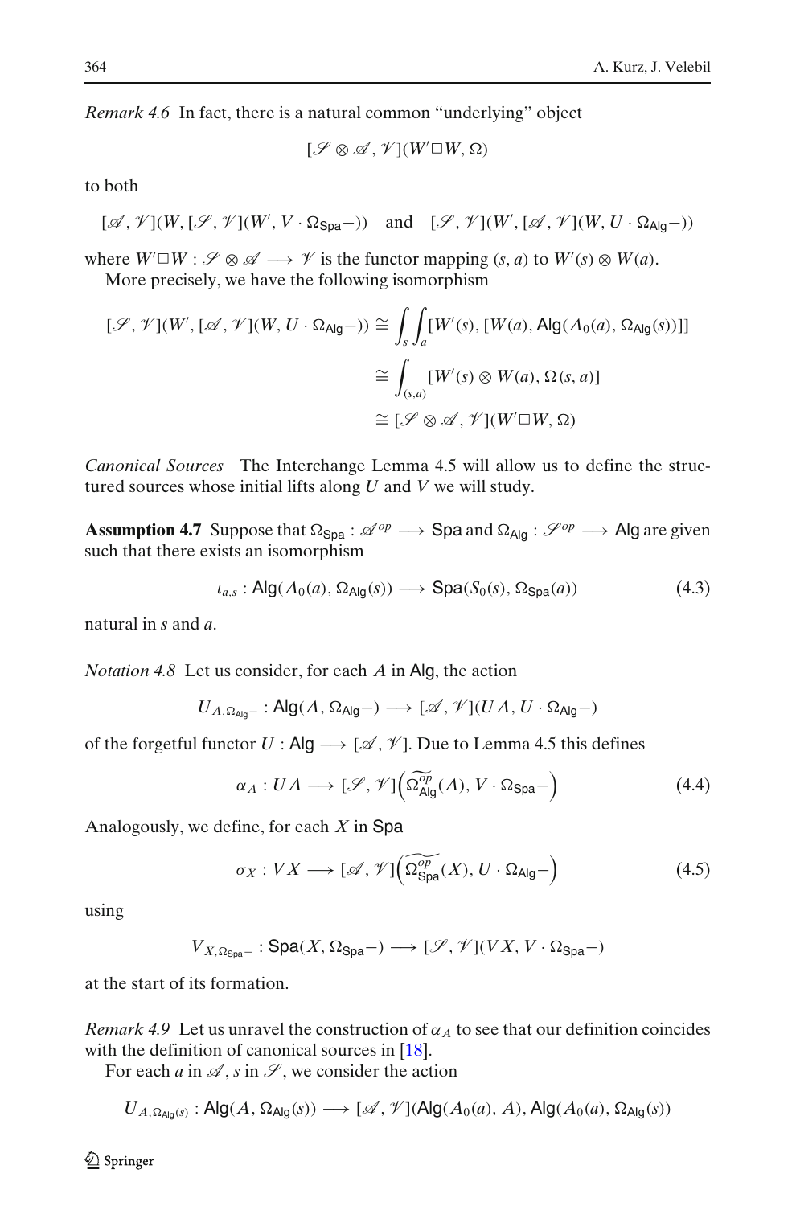*Remark 4.6* In fact, there is a natural common "underlying" object

$$[\mathscr{S} \otimes \mathscr{A}, \mathscr{V}](W' \Box W, \Omega)$$

to both

$$[\mathscr{A}, \mathscr{V}](W, [\mathscr{S}, \mathscr{V}](W', V \cdot \Omega_{\mathsf{Spa}} -)) \quad \text{and} \quad [\mathscr{S}, \mathscr{V}](W', [\mathscr{A}, \mathscr{V}](W, U \cdot \Omega_{\mathsf{Alg}} -))$$

where $W' \Box W : \mathscr{S} \otimes \mathscr{A} \longrightarrow \mathscr{V}$ is the functor mapping $(s, a)$ to $W'(s) \otimes W(a)$.

More precisely, we have the following isomorphism

$$\begin{aligned}
[\mathscr{S}, \mathscr{V}](W', [\mathscr{A}, \mathscr{V}](W, U \cdot \Omega_{\mathsf{Alg}} -)) &\cong \int_s \int_a [W'(s), [W(a), \mathsf{Alg}(A_0(a), \Omega_{\mathsf{Alg}}(s))]] \\
&\cong \int_{(s,a)} [W'(s) \otimes W(a), \Omega(s, a)] \\
&\cong [\mathscr{S} \otimes \mathscr{A}, \mathscr{V}](W' \Box W, \Omega)
\end{aligned}$$

*Canonical Sources* The Interchange Lemma 4.5 will allow us to define the structured sources whose initial lifts along $U$ and $V$ we will study.

**Assumption 4.7** Suppose that $\Omega_{\mathsf{Spa}} : \mathscr{A}^{op} \longrightarrow \mathsf{Spa}$ and $\Omega_{\mathsf{Alg}} : \mathscr{S}^{op} \longrightarrow \mathsf{Alg}$ are given such that there exists an isomorphism

$$\iota_{a,s} : \mathsf{Alg}(A_0(a), \Omega_{\mathsf{Alg}}(s)) \longrightarrow \mathsf{Spa}(S_0(s), \Omega_{\mathsf{Spa}}(a)) \tag{4.3}$$

natural in $s$ and $a$.

*Notation 4.8* Let us consider, for each $A$ in $\mathsf{Alg}$, the action

$$U_{A, \Omega_{\mathsf{Alg}} -} : \mathsf{Alg}(A, \Omega_{\mathsf{Alg}} -) \longrightarrow [\mathscr{A}, \mathscr{V}](UA, U \cdot \Omega_{\mathsf{Alg}} -)$$

of the forgetful functor $U : \mathsf{Alg} \longrightarrow [\mathscr{A}, \mathscr{V}]$. Due to Lemma 4.5 this defines

$$\alpha_A : UA \longrightarrow [\mathscr{S}, \mathscr{V}]\Big(\widetilde{\Omega^{op}_{\mathsf{Alg}}}(A), V \cdot \Omega_{\mathsf{Spa}} -\Big) \tag{4.4}$$

Analogously, we define, for each $X$ in $\mathsf{Spa}$

$$\sigma_X : VX \longrightarrow [\mathscr{A}, \mathscr{V}]\Big(\widetilde{\Omega^{op}_{\mathsf{Spa}}}(X), U \cdot \Omega_{\mathsf{Alg}} -\Big) \tag{4.5}$$

using

$$V_{X, \Omega_{\mathsf{Spa}} -} : \mathsf{Spa}(X, \Omega_{\mathsf{Spa}} -) \longrightarrow [\mathscr{S}, \mathscr{V}](VX, V \cdot \Omega_{\mathsf{Spa}} -)$$

at the start of its formation.

*Remark 4.9* Let us unravel the construction of $\alpha_A$ to see that our definition coincides with the definition of canonical sources in [18].

For each $a$ in $\mathscr{A}$, $s$ in $\mathscr{S}$, we consider the action

$$U_{A, \Omega_{\mathsf{Alg}}(s)} : \mathsf{Alg}(A, \Omega_{\mathsf{Alg}}(s)) \longrightarrow [\mathscr{A}, \mathscr{V}](\mathsf{Alg}(A_0(a), A), \mathsf{Alg}(A_0(a), \Omega_{\mathsf{Alg}}(s))$$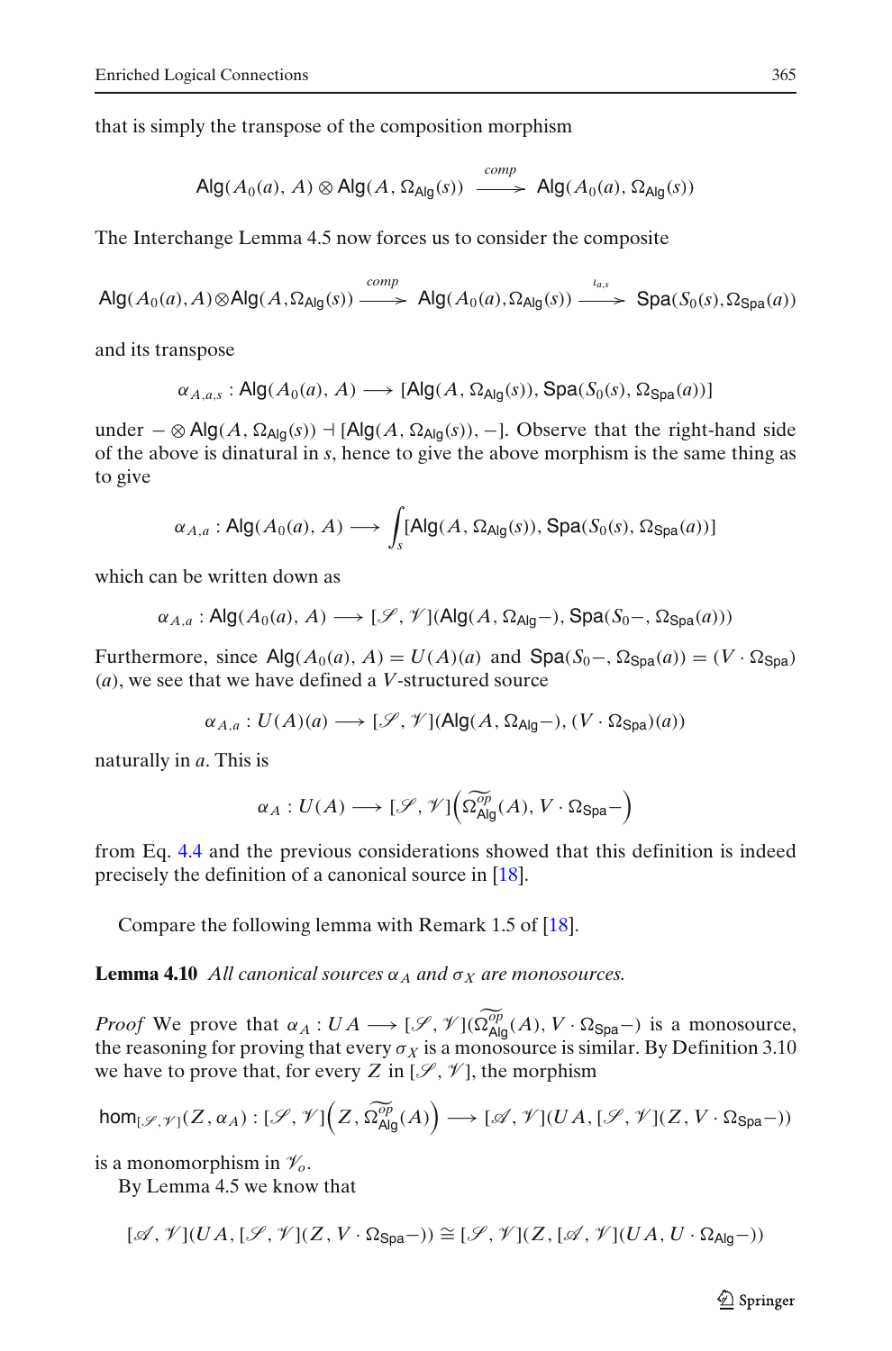that is simply the transpose of the composition morphism

$$\mathsf{Alg}(A_0(a), A) \otimes \mathsf{Alg}(A, \Omega_{\mathsf{Alg}}(s)) \xrightarrow{comp} \mathsf{Alg}(A_0(a), \Omega_{\mathsf{Alg}}(s))$$

The Interchange Lemma 4.5 now forces us to consider the composite

$$\mathsf{Alg}(A_0(a), A) \otimes \mathsf{Alg}(A, \Omega_{\mathsf{Alg}}(s)) \xrightarrow{comp} \mathsf{Alg}(A_0(a), \Omega_{\mathsf{Alg}}(s)) \xrightarrow{\iota_{a,s}} \mathsf{Spa}(S_0(s), \Omega_{\mathsf{Spa}}(a))$$

and its transpose

$$\alpha_{A,a,s} : \mathsf{Alg}(A_0(a), A) \longrightarrow [\mathsf{Alg}(A, \Omega_{\mathsf{Alg}}(s)), \mathsf{Spa}(S_0(s), \Omega_{\mathsf{Spa}}(a))]$$

under $- \otimes \mathsf{Alg}(A, \Omega_{\mathsf{Alg}}(s)) \dashv [\mathsf{Alg}(A, \Omega_{\mathsf{Alg}}(s)), -]$. Observe that the right-hand side of the above is dinatural in $s$, hence to give the above morphism is the same thing as to give

$$\alpha_{A,a} : \mathsf{Alg}(A_0(a), A) \longrightarrow \int_s [\mathsf{Alg}(A, \Omega_{\mathsf{Alg}}(s)), \mathsf{Spa}(S_0(s), \Omega_{\mathsf{Spa}}(a))]$$

which can be written down as

$$\alpha_{A,a} : \mathsf{Alg}(A_0(a), A) \longrightarrow [\mathscr{S}, \mathscr{V}](\mathsf{Alg}(A, \Omega_{\mathsf{Alg}}-), \mathsf{Spa}(S_0-, \Omega_{\mathsf{Spa}}(a)))$$

Furthermore, since $\mathsf{Alg}(A_0(a), A) = U(A)(a)$ and $\mathsf{Spa}(S_0-, \Omega_{\mathsf{Spa}}(a)) = (V \cdot \Omega_{\mathsf{Spa}})(a)$, we see that we have defined a $V$-structured source

$$\alpha_{A,a} : U(A)(a) \longrightarrow [\mathscr{S}, \mathscr{V}](\mathsf{Alg}(A, \Omega_{\mathsf{Alg}}-), (V \cdot \Omega_{\mathsf{Spa}})(a))$$

naturally in $a$. This is

$$\alpha_A : U(A) \longrightarrow [\mathscr{S}, \mathscr{V}]\Big(\widetilde{\Omega^{op}_{\mathsf{Alg}}}(A), V \cdot \Omega_{\mathsf{Spa}}-\Big)$$

from Eq. 4.4 and the previous considerations showed that this definition is indeed precisely the definition of a canonical source in [18].

Compare the following lemma with Remark 1.5 of [18].

**Lemma 4.10** *All canonical sources $\alpha_A$ and $\sigma_X$ are monosources.*

*Proof* We prove that $\alpha_A : UA \longrightarrow [\mathscr{S}, \mathscr{V}](\widetilde{\Omega^{op}_{\mathsf{Alg}}}(A), V \cdot \Omega_{\mathsf{Spa}}-)$ is a monosource, the reasoning for proving that every $\sigma_X$ is a monosource is similar. By Definition 3.10 we have to prove that, for every $Z$ in $[\mathscr{S}, \mathscr{V}]$, the morphism

$$\mathsf{hom}_{[\mathscr{S},\mathscr{V}]}(Z, \alpha_A) : [\mathscr{S}, \mathscr{V}]\Big(Z, \widetilde{\Omega^{op}_{\mathsf{Alg}}}(A)\Big) \longrightarrow [\mathscr{A}, \mathscr{V}](UA, [\mathscr{S}, \mathscr{V}](Z, V \cdot \Omega_{\mathsf{Spa}}-))$$

is a monomorphism in $\mathscr{V}_o$.

By Lemma 4.5 we know that

$$[\mathscr{A}, \mathscr{V}](UA, [\mathscr{S}, \mathscr{V}](Z, V \cdot \Omega_{\mathsf{Spa}}-)) \cong [\mathscr{S}, \mathscr{V}](Z, [\mathscr{A}, \mathscr{V}](UA, U \cdot \Omega_{\mathsf{Alg}}-))$$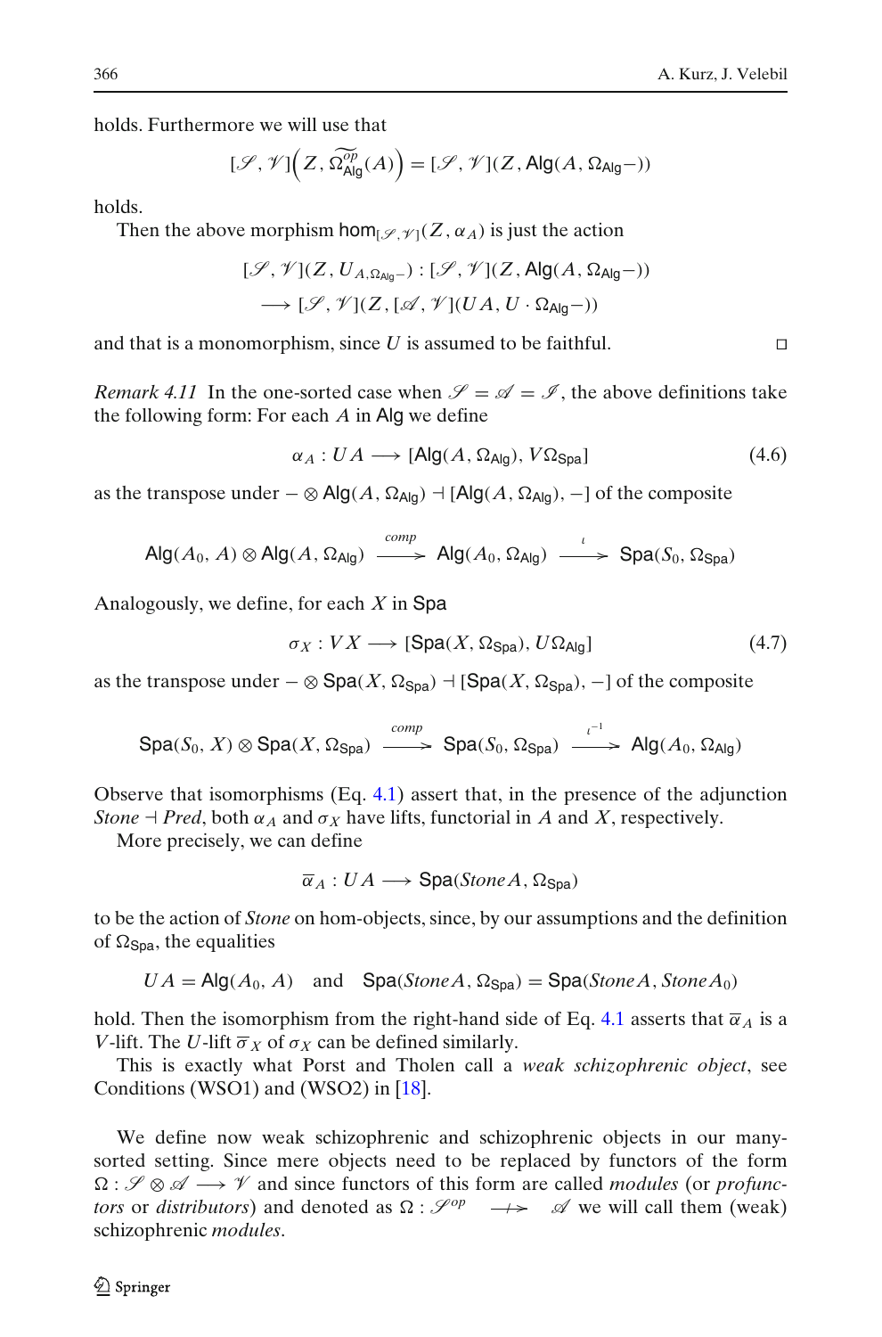holds. Furthermore we will use that

$$[\mathscr{S}, \mathscr{V}]\Big(Z, \widetilde{\Omega^{op}_{\mathsf{Alg}}}(A)\Big) = [\mathscr{S}, \mathscr{V}](Z, \mathsf{Alg}(A, \Omega_{\mathsf{Alg}}-))$$

holds.

Then the above morphism $\mathsf{hom}_{[\mathscr{S},\mathscr{V}]}(Z, \alpha_A)$ is just the action

$$[\mathscr{S}, \mathscr{V}](Z, U_{A,\Omega_{\mathsf{Alg}}-}) : [\mathscr{S}, \mathscr{V}](Z, \mathsf{Alg}(A, \Omega_{\mathsf{Alg}}-))$$
$$\longrightarrow [\mathscr{S}, \mathscr{V}](Z, [\mathscr{A}, \mathscr{V}](UA, U \cdot \Omega_{\mathsf{Alg}}-))$$

and that is a monomorphism, since $U$ is assumed to be faithful. □

*Remark 4.11* In the one-sorted case when $\mathscr{S} = \mathscr{A} = \mathscr{I}$, the above definitions take the following form: For each $A$ in $\mathsf{Alg}$ we define

$$\alpha_A : UA \longrightarrow [\mathsf{Alg}(A, \Omega_{\mathsf{Alg}}), V\Omega_{\mathsf{Spa}}] \tag{4.6}$$

as the transpose under $- \otimes \mathsf{Alg}(A, \Omega_{\mathsf{Alg}}) \dashv [\mathsf{Alg}(A, \Omega_{\mathsf{Alg}}), -]$ of the composite

$$\mathsf{Alg}(A_0, A) \otimes \mathsf{Alg}(A, \Omega_{\mathsf{Alg}}) \xrightarrow{comp} \mathsf{Alg}(A_0, \Omega_{\mathsf{Alg}}) \xrightarrow{\iota} \mathsf{Spa}(S_0, \Omega_{\mathsf{Spa}})$$

Analogously, we define, for each $X$ in $\mathsf{Spa}$

$$\sigma_X : VX \longrightarrow [\mathsf{Spa}(X, \Omega_{\mathsf{Spa}}), U\Omega_{\mathsf{Alg}}] \tag{4.7}$$

as the transpose under $- \otimes \mathsf{Spa}(X, \Omega_{\mathsf{Spa}}) \dashv [\mathsf{Spa}(X, \Omega_{\mathsf{Spa}}), -]$ of the composite

$$\mathsf{Spa}(S_0, X) \otimes \mathsf{Spa}(X, \Omega_{\mathsf{Spa}}) \xrightarrow{comp} \mathsf{Spa}(S_0, \Omega_{\mathsf{Spa}}) \xrightarrow{\iota^{-1}} \mathsf{Alg}(A_0, \Omega_{\mathsf{Alg}})$$

Observe that isomorphisms (Eq. 4.1) assert that, in the presence of the adjunction *Stone* $\dashv$ *Pred*, both $\alpha_A$ and $\sigma_X$ have lifts, functorial in $A$ and $X$, respectively.

More precisely, we can define

$$\overline{\alpha}_A : UA \longrightarrow \mathsf{Spa}(Stone A, \Omega_{\mathsf{Spa}})$$

to be the action of *Stone* on hom-objects, since, by our assumptions and the definition of $\Omega_{\mathsf{Spa}}$, the equalities

$$UA = \mathsf{Alg}(A_0, A) \quad \text{and} \quad \mathsf{Spa}(Stone A, \Omega_{\mathsf{Spa}}) = \mathsf{Spa}(Stone A, Stone A_0)$$

hold. Then the isomorphism from the right-hand side of Eq. 4.1 asserts that $\overline{\alpha}_A$ is a $V$-lift. The $U$-lift $\overline{\sigma}_X$ of $\sigma_X$ can be defined similarly.

This is exactly what Porst and Tholen call a *weak schizophrenic object*, see Conditions (WSO1) and (WSO2) in [18].

We define now weak schizophrenic and schizophrenic objects in our many-sorted setting. Since mere objects need to be replaced by functors of the form $\Omega : \mathscr{S} \otimes \mathscr{A} \longrightarrow \mathscr{V}$ and since functors of this form are called *modules* (or *profunctors* or *distributors*) and denoted as $\Omega : \mathscr{S}^{op} \longrightarrow\!\!\!\!\!\!\!+\;\; \mathscr{A}$ we will call them (weak) schizophrenic *modules*.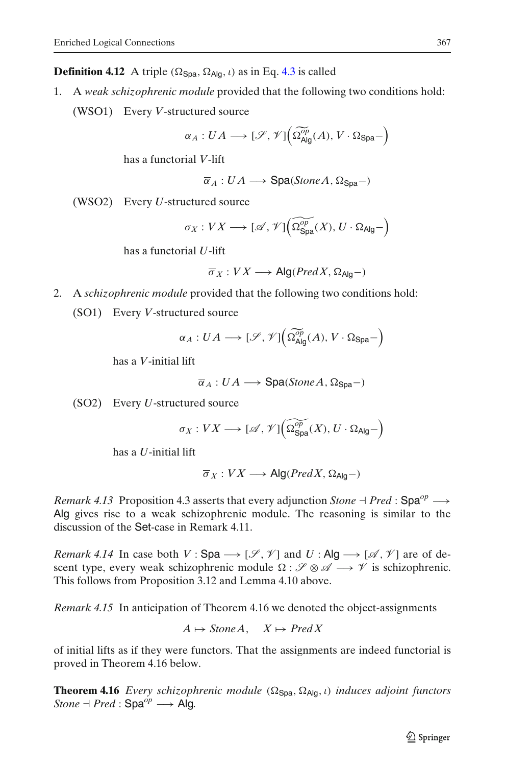**Definition 4.12** A triple $(\Omega_{\mathsf{Spa}}, \Omega_{\mathsf{Alg}}, \iota)$ as in Eq. 4.3 is called

1. A *weak schizophrenic module* provided that the following two conditions hold:

   (WSO1) Every $V$-structured source

   $$\alpha_A : UA \longrightarrow [\mathscr{S}, \mathscr{V}]\Big(\widetilde{\Omega^{op}_{\mathsf{Alg}}}(A), V \cdot \Omega_{\mathsf{Spa}}-\Big)$$

   has a functorial $V$-lift

   $$\overline{\alpha}_A : UA \longrightarrow \mathsf{Spa}(\mathit{Stone}\, A, \Omega_{\mathsf{Spa}}-)$$

   (WSO2) Every $U$-structured source

   $$\sigma_X : VX \longrightarrow [\mathscr{A}, \mathscr{V}]\Big(\widetilde{\Omega^{op}_{\mathsf{Spa}}}(X), U \cdot \Omega_{\mathsf{Alg}}-\Big)$$

   has a functorial $U$-lift

   $$\overline{\sigma}_X : VX \longrightarrow \mathsf{Alg}(\mathit{Pred}\, X, \Omega_{\mathsf{Alg}}-)$$

2. A *schizophrenic module* provided that the following two conditions hold:

   (SO1) Every $V$-structured source

   $$\alpha_A : UA \longrightarrow [\mathscr{S}, \mathscr{V}]\Big(\widetilde{\Omega^{op}_{\mathsf{Alg}}}(A), V \cdot \Omega_{\mathsf{Spa}}-\Big)$$

   has a $V$-initial lift

   $$\overline{\alpha}_A : UA \longrightarrow \mathsf{Spa}(\mathit{Stone}\, A, \Omega_{\mathsf{Spa}}-)$$

   (SO2) Every $U$-structured source

   $$\sigma_X : VX \longrightarrow [\mathscr{A}, \mathscr{V}]\Big(\widetilde{\Omega^{op}_{\mathsf{Spa}}}(X), U \cdot \Omega_{\mathsf{Alg}}-\Big)$$

   has a $U$-initial lift

   $$\overline{\sigma}_X : VX \longrightarrow \mathsf{Alg}(\mathit{Pred}\, X, \Omega_{\mathsf{Alg}}-)$$

*Remark 4.13* Proposition 4.3 asserts that every adjunction $\mathit{Stone} \dashv \mathit{Pred} : \mathsf{Spa}^{op} \longrightarrow \mathsf{Alg}$ gives rise to a weak schizophrenic module. The reasoning is similar to the discussion of the $\mathsf{Set}$-case in Remark 4.11.

*Remark 4.14* In case both $V : \mathsf{Spa} \longrightarrow [\mathscr{S}, \mathscr{V}]$ and $U : \mathsf{Alg} \longrightarrow [\mathscr{A}, \mathscr{V}]$ are of descent type, every weak schizophrenic module $\Omega : \mathscr{S} \otimes \mathscr{A} \longrightarrow \mathscr{V}$ is schizophrenic. This follows from Proposition 3.12 and Lemma 4.10 above.

*Remark 4.15* In anticipation of Theorem 4.16 we denoted the object-assignments

$$A \mapsto \mathit{Stone}\, A, \quad X \mapsto \mathit{Pred}\, X$$

of initial lifts as if they were functors. That the assignments are indeed functorial is proved in Theorem 4.16 below.

**Theorem 4.16** *Every schizophrenic module* $(\Omega_{\mathsf{Spa}}, \Omega_{\mathsf{Alg}}, \iota)$ *induces adjoint functors* $\mathit{Stone} \dashv \mathit{Pred} : \mathsf{Spa}^{op} \longrightarrow \mathsf{Alg}$.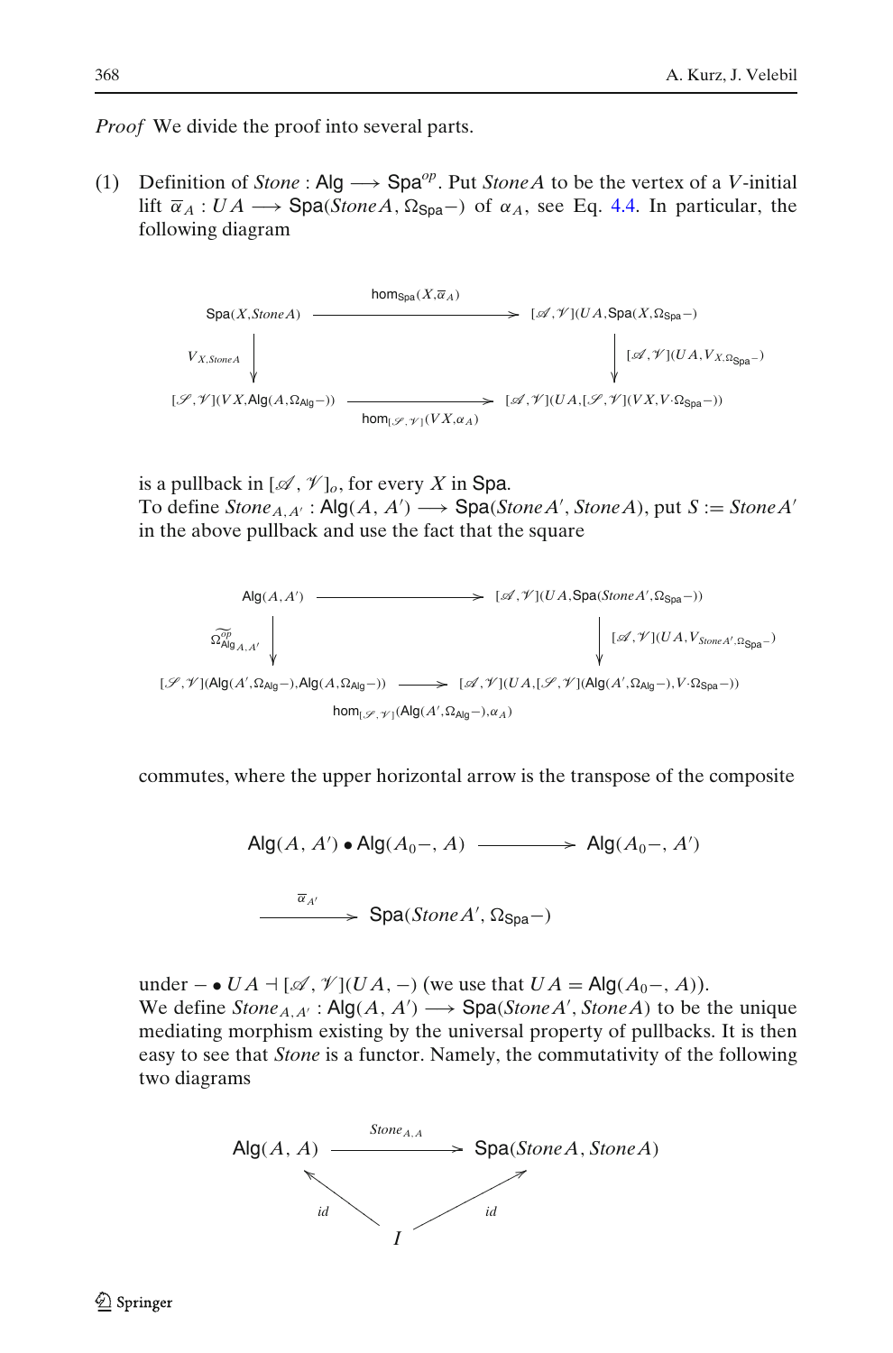*Proof* We divide the proof into several parts.

(1) Definition of $\mathit{Stone} : \mathsf{Alg} \longrightarrow \mathsf{Spa}^{op}$. Put $\mathit{Stone}A$ to be the vertex of a $V$-initial lift $\overline{\alpha}_A : UA \longrightarrow \mathsf{Spa}(\mathit{Stone}A, \Omega_{\mathsf{Spa}}-)$ of $\alpha_A$, see Eq. 4.4. In particular, the following diagram

$$
\begin{array}{ccc}
\mathsf{Spa}(X, \mathit{Stone}A) & \xrightarrow{\ \mathsf{hom}_{\mathsf{Spa}}(X, \overline{\alpha}_A)\ } & [\mathscr{A}, \mathscr{V}](UA, \mathsf{Spa}(X, \Omega_{\mathsf{Spa}}-)) \\
\Big\downarrow {\scriptstyle V_{X,\mathit{Stone}A}} & & \Big\downarrow {\scriptstyle [\mathscr{A},\mathscr{V}](UA, V_{X,\Omega_{\mathsf{Spa}}-})} \\
[\mathscr{S}, \mathscr{V}](VX, \mathsf{Alg}(A, \Omega_{\mathsf{Alg}}-)) & \xrightarrow[\ \mathsf{hom}_{[\mathscr{S},\mathscr{V}]}(VX, \alpha_A)\ ]{} & [\mathscr{A}, \mathscr{V}](UA, [\mathscr{S}, \mathscr{V}](VX, V \cdot \Omega_{\mathsf{Spa}}-))
\end{array}
$$

is a pullback in $[\mathscr{A}, \mathscr{V}]_o$, for every $X$ in $\mathsf{Spa}$.
To define $\mathit{Stone}_{A,A'} : \mathsf{Alg}(A, A') \longrightarrow \mathsf{Spa}(\mathit{Stone}A', \mathit{Stone}A)$, put $S := \mathit{Stone}A'$ in the above pullback and use the fact that the square

$$
\begin{array}{ccc}
\mathsf{Alg}(A, A') & \longrightarrow & [\mathscr{A}, \mathscr{V}](UA, \mathsf{Spa}(\mathit{Stone}A', \Omega_{\mathsf{Spa}}-)) \\
\Big\downarrow {\scriptstyle \widetilde{\Omega^{op}_{\mathsf{Alg}}}_{A,A'}} & & \Big\downarrow {\scriptstyle [\mathscr{A},\mathscr{V}](UA, V_{\mathit{Stone}A', \Omega_{\mathsf{Spa}}-})} \\
[\mathscr{S}, \mathscr{V}](\mathsf{Alg}(A', \Omega_{\mathsf{Alg}}-), \mathsf{Alg}(A, \Omega_{\mathsf{Alg}}-)) & \xrightarrow[\ \mathsf{hom}_{[\mathscr{S},\mathscr{V}]}(\mathsf{Alg}(A', \Omega_{\mathsf{Alg}}-), \alpha_A)\ ]{} & [\mathscr{A}, \mathscr{V}](UA, [\mathscr{S}, \mathscr{V}](\mathsf{Alg}(A', \Omega_{\mathsf{Alg}}-), V \cdot \Omega_{\mathsf{Spa}}-))
\end{array}
$$

commutes, where the upper horizontal arrow is the transpose of the composite

$$
\mathsf{Alg}(A, A') \bullet \mathsf{Alg}(A_0-, A) \longrightarrow \mathsf{Alg}(A_0-, A')
$$

$$
\xrightarrow{\ \overline{\alpha}_{A'}\ } \mathsf{Spa}(\mathit{Stone}A', \Omega_{\mathsf{Spa}}-)
$$

under $- \bullet UA \dashv [\mathscr{A}, \mathscr{V}](UA, -)$ (we use that $UA = \mathsf{Alg}(A_0-, A)$).
We define $\mathit{Stone}_{A,A'} : \mathsf{Alg}(A, A') \longrightarrow \mathsf{Spa}(\mathit{Stone}A', \mathit{Stone}A)$ to be the unique mediating morphism existing by the universal property of pullbacks. It is then easy to see that $\mathit{Stone}$ is a functor. Namely, the commutativity of the following two diagrams

$$
\begin{array}{ccc}
\mathsf{Alg}(A, A) & \xrightarrow{\ \mathit{Stone}_{A,A}\ } & \mathsf{Spa}(\mathit{Stone}A, \mathit{Stone}A) \\
& {\scriptstyle id} \nwarrow \quad \nearrow {\scriptstyle id} & \\
& I &
\end{array}
$$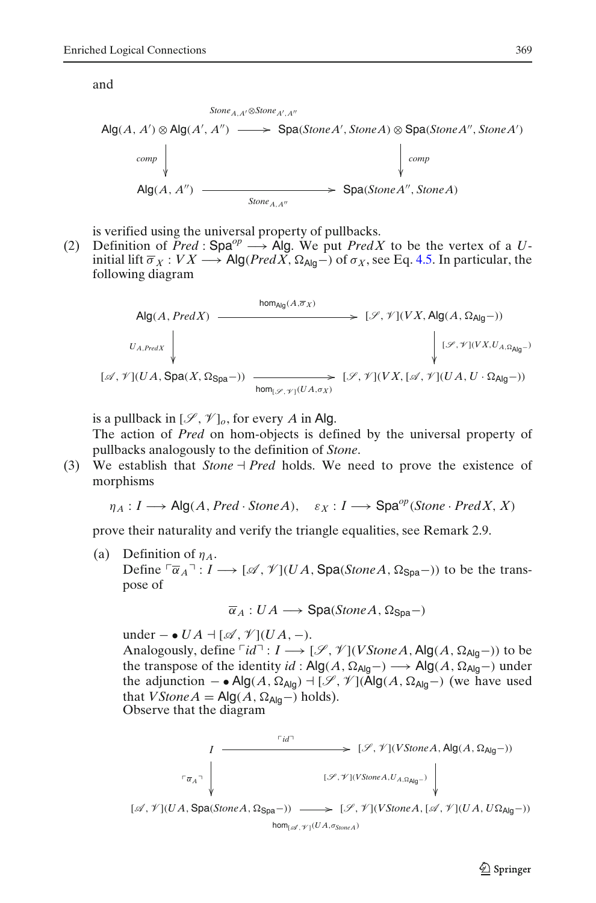and

$$
\begin{array}{ccc}
\mathsf{Alg}(A, A') \otimes \mathsf{Alg}(A', A'') & \xrightarrow{Stone_{A,A'} \otimes Stone_{A',A''}} & \mathsf{Spa}(Stone A', Stone A) \otimes \mathsf{Spa}(Stone A'', Stone A') \\
{\scriptstyle comp} \downarrow & & \downarrow {\scriptstyle comp} \\
\mathsf{Alg}(A, A'') & \xrightarrow[Stone_{A,A''}]{} & \mathsf{Spa}(Stone A'', Stone A)
\end{array}
$$

is verified using the universal property of pullbacks.

(2) Definition of $Pred : \mathsf{Spa}^{op} \longrightarrow \mathsf{Alg}$. We put $Pred X$ to be the vertex of a $U$-initial lift $\overline{\sigma}_X : VX \longrightarrow \mathsf{Alg}(Pred X, \Omega_{\mathsf{Alg}}-)$ of $\sigma_X$, see Eq. 4.5. In particular, the following diagram

$$
\begin{array}{ccc}
\mathsf{Alg}(A, Pred X) & \xrightarrow{\mathsf{hom}_{\mathsf{Alg}}(A, \overline{\sigma}_X)} & [\mathscr{S}, \mathscr{V}](VX, \mathsf{Alg}(A, \Omega_{\mathsf{Alg}}-)) \\
{\scriptstyle U_{A,Pred X}} \downarrow & & \downarrow {\scriptstyle [\mathscr{S},\mathscr{V}](VX, U_{A,\Omega_{\mathsf{Alg}}-})} \\
[\mathscr{A}, \mathscr{V}](UA, \mathsf{Spa}(X, \Omega_{\mathsf{Spa}}-)) & \xrightarrow[\mathsf{hom}_{[\mathscr{S},\mathscr{V}]}(UA, \sigma_X)]{} & [\mathscr{S}, \mathscr{V}](VX, [\mathscr{A}, \mathscr{V}](UA, U \cdot \Omega_{\mathsf{Alg}}-))
\end{array}
$$

is a pullback in $[\mathscr{S}, \mathscr{V}]_o$, for every $A$ in $\mathsf{Alg}$.

The action of $Pred$ on hom-objects is defined by the universal property of pullbacks analogously to the definition of $Stone$.

(3) We establish that $Stone \dashv Pred$ holds. We need to prove the existence of morphisms

$$\eta_A : I \longrightarrow \mathsf{Alg}(A, Pred \cdot Stone A), \quad \varepsilon_X : I \longrightarrow \mathsf{Spa}^{op}(Stone \cdot Pred X, X)$$

prove their naturality and verify the triangle equalities, see Remark 2.9.

(a) Definition of $\eta_A$.
Define $\ulcorner \overline{\alpha}_A \urcorner : I \longrightarrow [\mathscr{A}, \mathscr{V}](UA, \mathsf{Spa}(Stone A, \Omega_{\mathsf{Spa}}-))$ to be the transpose of

$$\overline{\alpha}_A : UA \longrightarrow \mathsf{Spa}(Stone A, \Omega_{\mathsf{Spa}}-)$$

under $- \bullet UA \dashv [\mathscr{A}, \mathscr{V}](UA, -)$.
Analogously, define $\ulcorner id \urcorner : I \longrightarrow [\mathscr{S}, \mathscr{V}](VStone A, \mathsf{Alg}(A, \Omega_{\mathsf{Alg}}-))$ to be the transpose of the identity $id : \mathsf{Alg}(A, \Omega_{\mathsf{Alg}}-) \longrightarrow \mathsf{Alg}(A, \Omega_{\mathsf{Alg}}-)$ under the adjunction $- \bullet \mathsf{Alg}(A, \Omega_{\mathsf{Alg}}) \dashv [\mathscr{S}, \mathscr{V}](\mathsf{Alg}(A, \Omega_{\mathsf{Alg}}-)$ (we have used that $VStone A = \mathsf{Alg}(A, \Omega_{\mathsf{Alg}}-)$ holds).
Observe that the diagram

$$
\begin{array}{ccc}
I & \xrightarrow{\ulcorner id \urcorner} & [\mathscr{S}, \mathscr{V}](VStone A, \mathsf{Alg}(A, \Omega_{\mathsf{Alg}}-)) \\
{\scriptstyle \ulcorner \overline{\alpha}_A \urcorner} \downarrow & & \downarrow {\scriptstyle [\mathscr{S},\mathscr{V}](VStone A, U_{A,\Omega_{\mathsf{Alg}}-})} \\
[\mathscr{A}, \mathscr{V}](UA, \mathsf{Spa}(Stone A, \Omega_{\mathsf{Spa}}-)) & \xrightarrow[\mathsf{hom}_{[\mathscr{A},\mathscr{V}]}(UA, \sigma_{Stone A})]{} & [\mathscr{S}, \mathscr{V}](VStone A, [\mathscr{A}, \mathscr{V}](UA, U\Omega_{\mathsf{Alg}}-))
\end{array}
$$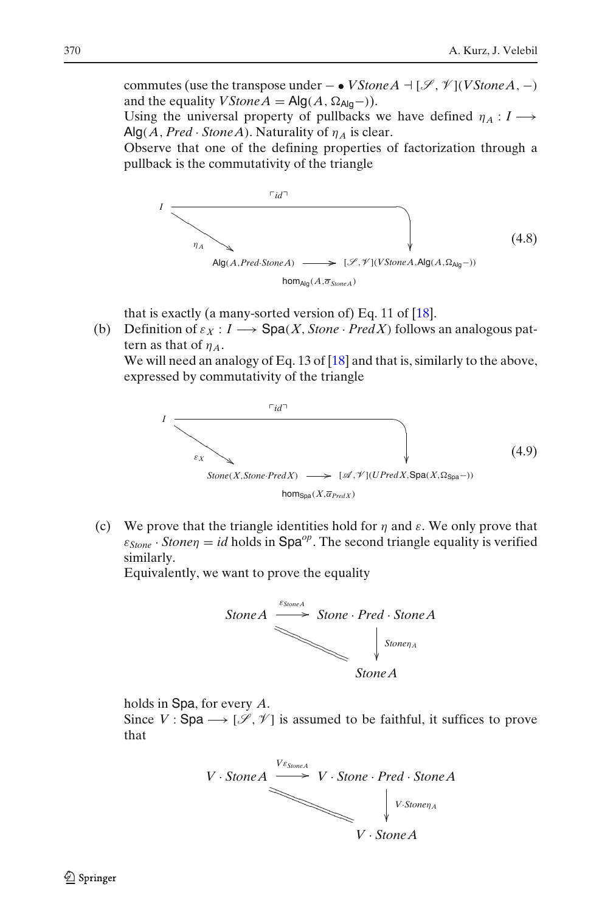commutes (use the transpose under $- \bullet VStone A \dashv [\mathscr{S}, \mathscr{V}](VStone A, -)$ and the equality $VStone A = \mathsf{Alg}(A, \Omega_{\mathsf{Alg}} -)$).

Using the universal property of pullbacks we have defined $\eta_A : I \longrightarrow \mathsf{Alg}(A, Pred \cdot Stone A)$. Naturality of $\eta_A$ is clear.

Observe that one of the defining properties of factorization through a pullback is the commutativity of the triangle

$$
\begin{array}{ccc}
I & \xrightarrow{\quad \ulcorner id \urcorner \quad} & [\mathscr{S}, \mathscr{V}](VStone A, \mathsf{Alg}(A, \Omega_{\mathsf{Alg}} -)) \\
{\scriptstyle \eta_A} \searrow & & \uparrow {\scriptstyle \mathsf{hom}_{\mathsf{Alg}}(A, \overline{\sigma}_{Stone A})} \\
& \mathsf{Alg}(A, Pred \cdot Stone A) &
\end{array}
\tag{4.8}
$$

that is exactly (a many-sorted version of) Eq. 11 of [18].

(b) Definition of $\varepsilon_X : I \longrightarrow \mathsf{Spa}(X, Stone \cdot Pred X)$ follows an analogous pattern as that of $\eta_A$.

We will need an analogy of Eq. 13 of [18] and that is, similarly to the above, expressed by commutativity of the triangle

$$
\begin{array}{ccc}
I & \xrightarrow{\quad \ulcorner id \urcorner \quad} & [\mathscr{A}, \mathscr{V}](UPred X, \mathsf{Spa}(X, \Omega_{\mathsf{Spa}} -)) \\
{\scriptstyle \varepsilon_X} \searrow & & \uparrow {\scriptstyle \mathsf{hom}_{\mathsf{Spa}}(X, \overline{\alpha}_{Pred X})} \\
& Stone(X, Stone \cdot Pred X) &
\end{array}
\tag{4.9}
$$

(c) We prove that the triangle identities hold for $\eta$ and $\varepsilon$. We only prove that $\varepsilon_{Stone} \cdot Stone\eta = id$ holds in $\mathsf{Spa}^{op}$. The second triangle equality is verified similarly.

Equivalently, we want to prove the equality

$$
\begin{array}{ccc}
Stone A & \xrightarrow{\varepsilon_{Stone A}} & Stone \cdot Pred \cdot Stone A \\
& \searrow{=} & \downarrow {\scriptstyle Stone \eta_A} \\
& & Stone A
\end{array}
$$

holds in $\mathsf{Spa}$, for every $A$.

Since $V : \mathsf{Spa} \longrightarrow [\mathscr{S}, \mathscr{V}]$ is assumed to be faithful, it suffices to prove that

$$
\begin{array}{ccc}
V \cdot Stone A & \xrightarrow{V\varepsilon_{Stone A}} & V \cdot Stone \cdot Pred \cdot Stone A \\
& \searrow{=} & \downarrow {\scriptstyle V \cdot Stone \eta_A} \\
& & V \cdot Stone A
\end{array}
$$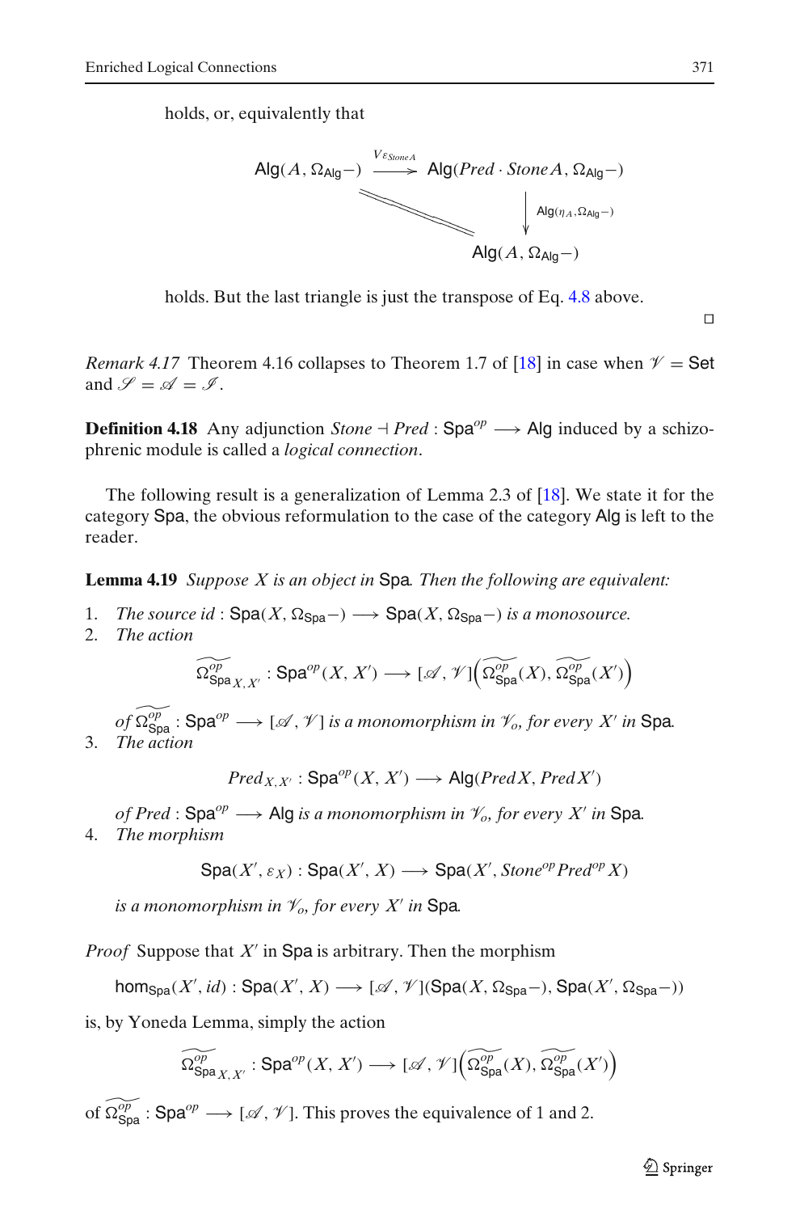holds, or, equivalently that

$$\begin{array}{ccc} \mathsf{Alg}(A, \Omega_{\mathsf{Alg}}-) & \xrightarrow{V\varepsilon_{Stone A}} & \mathsf{Alg}(Pred \cdot Stone A, \Omega_{\mathsf{Alg}}-) \\ & \searrow\!\!\!= & \downarrow \mathsf{Alg}(\eta_A, \Omega_{\mathsf{Alg}}-) \\ & & \mathsf{Alg}(A, \Omega_{\mathsf{Alg}}-) \end{array}$$

holds. But the last triangle is just the transpose of Eq. 4.8 above.

□

*Remark 4.17* Theorem 4.16 collapses to Theorem 1.7 of [18] in case when $\mathscr{V} = \mathsf{Set}$ and $\mathscr{S} = \mathscr{A} = \mathscr{I}$.

**Definition 4.18** Any adjunction $Stone \dashv Pred : \mathsf{Spa}^{op} \longrightarrow \mathsf{Alg}$ induced by a schizophrenic module is called a *logical connection*.

The following result is a generalization of Lemma 2.3 of [18]. We state it for the category Spa, the obvious reformulation to the case of the category Alg is left to the reader.

**Lemma 4.19** *Suppose $X$ is an object in* Spa*. Then the following are equivalent:*

1. *The source $id : \mathsf{Spa}(X, \Omega_{\mathsf{Spa}}-) \longrightarrow \mathsf{Spa}(X, \Omega_{\mathsf{Spa}}-)$ is a monosource.*
2. *The action*
$$\widetilde{\Omega^{op}_{\mathsf{Spa}}}_{X,X'} : \mathsf{Spa}^{op}(X, X') \longrightarrow [\mathscr{A}, \mathscr{V}]\Big(\widetilde{\Omega^{op}_{\mathsf{Spa}}}(X), \widetilde{\Omega^{op}_{\mathsf{Spa}}}(X')\Big)$$
*of $\widetilde{\Omega^{op}_{\mathsf{Spa}}} : \mathsf{Spa}^{op} \longrightarrow [\mathscr{A}, \mathscr{V}]$ is a monomorphism in $\mathscr{V}_o$, for every $X'$ in* Spa*.*
3. *The action*
$$Pred_{X,X'} : \mathsf{Spa}^{op}(X, X') \longrightarrow \mathsf{Alg}(Pred X, Pred X')$$
*of $Pred : \mathsf{Spa}^{op} \longrightarrow \mathsf{Alg}$ is a monomorphism in $\mathscr{V}_o$, for every $X'$ in* Spa*.*
4. *The morphism*
$$\mathsf{Spa}(X', \varepsilon_X) : \mathsf{Spa}(X', X) \longrightarrow \mathsf{Spa}(X', Stone^{op} Pred^{op} X)$$
*is a monomorphism in $\mathscr{V}_o$, for every $X'$ in* Spa*.*

*Proof* Suppose that $X'$ in Spa is arbitrary. Then the morphism

$$\mathsf{hom}_{\mathsf{Spa}}(X', id) : \mathsf{Spa}(X', X) \longrightarrow [\mathscr{A}, \mathscr{V}](\mathsf{Spa}(X, \Omega_{\mathsf{Spa}}-), \mathsf{Spa}(X', \Omega_{\mathsf{Spa}}-))$$

is, by Yoneda Lemma, simply the action

$$\widetilde{\Omega^{op}_{\mathsf{Spa}}}_{X,X'} : \mathsf{Spa}^{op}(X, X') \longrightarrow [\mathscr{A}, \mathscr{V}]\Big(\widetilde{\Omega^{op}_{\mathsf{Spa}}}(X), \widetilde{\Omega^{op}_{\mathsf{Spa}}}(X')\Big)$$

of $\widetilde{\Omega^{op}_{\mathsf{Spa}}} : \mathsf{Spa}^{op} \longrightarrow [\mathscr{A}, \mathscr{V}]$. This proves the equivalence of 1 and 2.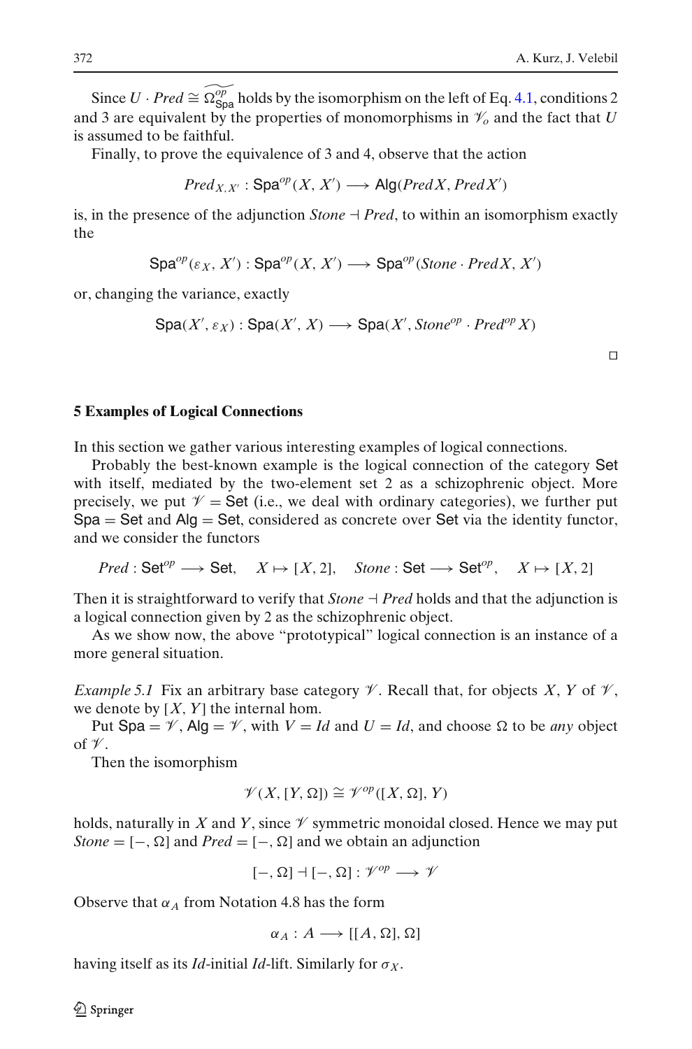Since $U \cdot Pred \cong \widetilde{\Omega^{op}_{\mathsf{Spa}}}$ holds by the isomorphism on the left of Eq. 4.1, conditions 2 and 3 are equivalent by the properties of monomorphisms in $\mathscr{V}_o$ and the fact that $U$ is assumed to be faithful.

Finally, to prove the equivalence of 3 and 4, observe that the action

$$Pred_{X,X'} : \mathsf{Spa}^{op}(X, X') \longrightarrow \mathsf{Alg}(Pred X, Pred X')$$

is, in the presence of the adjunction $Stone \dashv Pred$, to within an isomorphism exactly the

$$\mathsf{Spa}^{op}(\varepsilon_X, X') : \mathsf{Spa}^{op}(X, X') \longrightarrow \mathsf{Spa}^{op}(Stone \cdot Pred X, X')$$

or, changing the variance, exactly

$$\mathsf{Spa}(X', \varepsilon_X) : \mathsf{Spa}(X', X) \longrightarrow \mathsf{Spa}(X', Stone^{op} \cdot Pred^{op} X)$$

□

## 5 Examples of Logical Connections

In this section we gather various interesting examples of logical connections.

Probably the best-known example is the logical connection of the category Set with itself, mediated by the two-element set 2 as a schizophrenic object. More precisely, we put $\mathscr{V} = \mathsf{Set}$ (i.e., we deal with ordinary categories), we further put $\mathsf{Spa} = \mathsf{Set}$ and $\mathsf{Alg} = \mathsf{Set}$, considered as concrete over Set via the identity functor, and we consider the functors

$$Pred : \mathsf{Set}^{op} \longrightarrow \mathsf{Set}, \quad X \mapsto [X, 2], \quad Stone : \mathsf{Set} \longrightarrow \mathsf{Set}^{op}, \quad X \mapsto [X, 2]$$

Then it is straightforward to verify that $Stone \dashv Pred$ holds and that the adjunction is a logical connection given by 2 as the schizophrenic object.

As we show now, the above "prototypical" logical connection is an instance of a more general situation.

*Example 5.1* Fix an arbitrary base category $\mathscr{V}$. Recall that, for objects $X$, $Y$ of $\mathscr{V}$, we denote by $[X, Y]$ the internal hom.

Put $\mathsf{Spa} = \mathscr{V}$, $\mathsf{Alg} = \mathscr{V}$, with $V = Id$ and $U = Id$, and choose $\Omega$ to be *any* object of $\mathscr{V}$.

Then the isomorphism

$$\mathscr{V}(X, [Y, \Omega]) \cong \mathscr{V}^{op}([X, \Omega], Y)$$

holds, naturally in $X$ and $Y$, since $\mathscr{V}$ symmetric monoidal closed. Hence we may put $Stone = [-, \Omega]$ and $Pred = [-, \Omega]$ and we obtain an adjunction

$$[-, \Omega] \dashv [-, \Omega] : \mathscr{V}^{op} \longrightarrow \mathscr{V}$$

Observe that $\alpha_A$ from Notation 4.8 has the form

$$\alpha_A : A \longrightarrow [[A, \Omega], \Omega]$$

having itself as its *Id*-initial *Id*-lift. Similarly for $\sigma_X$.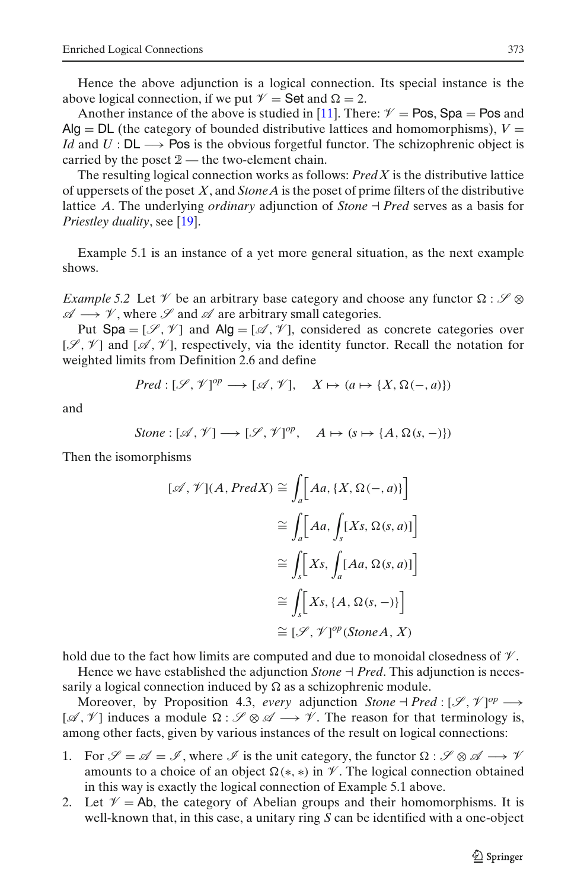Hence the above adjunction is a logical connection. Its special instance is the above logical connection, if we put $\mathscr{V} = \mathsf{Set}$ and $\Omega = 2$.

Another instance of the above is studied in [11]. There: $\mathscr{V} = \mathsf{Pos}$, $\mathsf{Spa} = \mathsf{Pos}$ and $\mathsf{Alg} = \mathsf{DL}$ (the category of bounded distributive lattices and homomorphisms), $V = Id$ and $U : \mathsf{DL} \longrightarrow \mathsf{Pos}$ is the obvious forgetful functor. The schizophrenic object is carried by the poset $\mathbb{2}$ — the two-element chain.

The resulting logical connection works as follows: *Pred X* is the distributive lattice of uppersets of the poset $X$, and *Stone A* is the poset of prime filters of the distributive lattice $A$. The underlying *ordinary* adjunction of $Stone \dashv Pred$ serves as a basis for *Priestley duality*, see [19].

Example 5.1 is an instance of a yet more general situation, as the next example shows.

*Example 5.2* Let $\mathscr{V}$ be an arbitrary base category and choose any functor $\Omega : \mathscr{S} \otimes \mathscr{A} \longrightarrow \mathscr{V}$, where $\mathscr{S}$ and $\mathscr{A}$ are arbitrary small categories.

Put $\mathsf{Spa} = [\mathscr{S}, \mathscr{V}]$ and $\mathsf{Alg} = [\mathscr{A}, \mathscr{V}]$, considered as concrete categories over $[\mathscr{S}, \mathscr{V}]$ and $[\mathscr{A}, \mathscr{V}]$, respectively, via the identity functor. Recall the notation for weighted limits from Definition 2.6 and define

$$Pred : [\mathscr{S}, \mathscr{V}]^{op} \longrightarrow [\mathscr{A}, \mathscr{V}], \quad X \mapsto (a \mapsto \{X, \Omega(-, a)\})$$

and

$$Stone : [\mathscr{A}, \mathscr{V}] \longrightarrow [\mathscr{S}, \mathscr{V}]^{op}, \quad A \mapsto (s \mapsto \{A, \Omega(s, -)\})$$

Then the isomorphisms

$$\begin{aligned}
[\mathscr{A}, \mathscr{V}](A, Pred X) &\cong \int_a \Big[ Aa, \{X, \Omega(-, a)\} \Big] \\
&\cong \int_a \Big[ Aa, \int_s [Xs, \Omega(s, a)] \Big] \\
&\cong \int_s \Big[ Xs, \int_a [Aa, \Omega(s, a)] \Big] \\
&\cong \int_s \Big[ Xs, \{A, \Omega(s, -)\} \Big] \\
&\cong [\mathscr{S}, \mathscr{V}]^{op}(Stone A, X)
\end{aligned}$$

hold due to the fact how limits are computed and due to monoidal closedness of $\mathscr{V}$.

Hence we have established the adjunction $Stone \dashv Pred$. This adjunction is necessarily a logical connection induced by $\Omega$ as a schizophrenic module.

Moreover, by Proposition 4.3, *every* adjunction $Stone \dashv Pred : [\mathscr{S}, \mathscr{V}]^{op} \longrightarrow [\mathscr{A}, \mathscr{V}]$ induces a module $\Omega : \mathscr{S} \otimes \mathscr{A} \longrightarrow \mathscr{V}$. The reason for that terminology is, among other facts, given by various instances of the result on logical connections:

1. For $\mathscr{S} = \mathscr{A} = \mathscr{I}$, where $\mathscr{I}$ is the unit category, the functor $\Omega : \mathscr{S} \otimes \mathscr{A} \longrightarrow \mathscr{V}$ amounts to a choice of an object $\Omega(*, *)$ in $\mathscr{V}$. The logical connection obtained in this way is exactly the logical connection of Example 5.1 above.
2. Let $\mathscr{V} = \mathsf{Ab}$, the category of Abelian groups and their homomorphisms. It is well-known that, in this case, a unitary ring $S$ can be identified with a one-object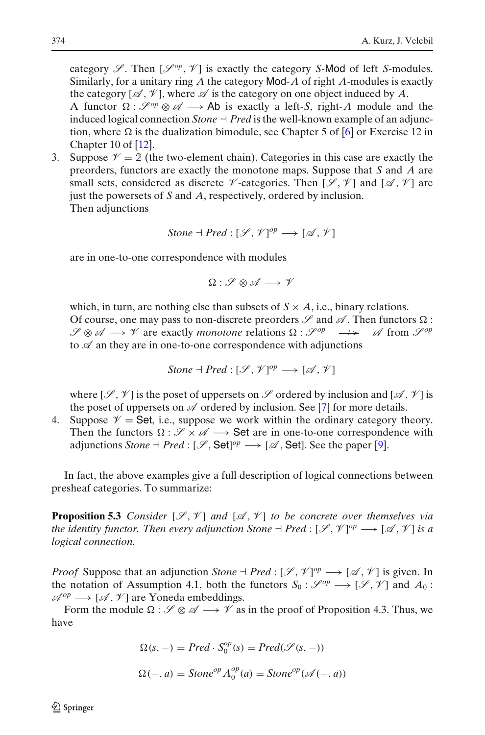category $\mathscr{S}$. Then $[\mathscr{S}^{op}, \mathscr{V}]$ is exactly the category $S$-Mod of left $S$-modules. Similarly, for a unitary ring $A$ the category Mod-$A$ of right $A$-modules is exactly the category $[\mathscr{A}, \mathscr{V}]$, where $\mathscr{A}$ is the category on one object induced by $A$.
A functor $\Omega : \mathscr{S}^{op} \otimes \mathscr{A} \longrightarrow \mathsf{Ab}$ is exactly a left-$S$, right-$A$ module and the induced logical connection $Stone \dashv Pred$ is the well-known example of an adjunction, where $\Omega$ is the dualization bimodule, see Chapter 5 of [6] or Exercise 12 in Chapter 10 of [12].

3. Suppose $\mathscr{V} = \mathbb{2}$ (the two-element chain). Categories in this case are exactly the preorders, functors are exactly the monotone maps. Suppose that $S$ and $A$ are small sets, considered as discrete $\mathscr{V}$-categories. Then $[\mathscr{S}, \mathscr{V}]$ and $[\mathscr{A}, \mathscr{V}]$ are just the powersets of $S$ and $A$, respectively, ordered by inclusion.
Then adjunctions

$$Stone \dashv Pred : [\mathscr{S}, \mathscr{V}]^{op} \longrightarrow [\mathscr{A}, \mathscr{V}]$$

are in one-to-one correspondence with modules

$$\Omega : \mathscr{S} \otimes \mathscr{A} \longrightarrow \mathscr{V}$$

which, in turn, are nothing else than subsets of $S \times A$, i.e., binary relations.
Of course, one may pass to non-discrete preorders $\mathscr{S}$ and $\mathscr{A}$. Then functors $\Omega : \mathscr{S} \otimes \mathscr{A} \longrightarrow \mathscr{V}$ are exactly *monotone* relations $\Omega : \mathscr{S}^{op} \longrightarrow\!\!\!\!\!\!+\;\; \mathscr{A}$ from $\mathscr{S}^{op}$ to $\mathscr{A}$ an they are in one-to-one correspondence with adjunctions

$$Stone \dashv Pred : [\mathscr{S}, \mathscr{V}]^{op} \longrightarrow [\mathscr{A}, \mathscr{V}]$$

where $[\mathscr{S}, \mathscr{V}]$ is the poset of uppersets on $\mathscr{S}$ ordered by inclusion and $[\mathscr{A}, \mathscr{V}]$ is the poset of uppersets on $\mathscr{A}$ ordered by inclusion. See [7] for more details.

4. Suppose $\mathscr{V} = \mathsf{Set}$, i.e., suppose we work within the ordinary category theory. Then the functors $\Omega : \mathscr{S} \times \mathscr{A} \longrightarrow \mathsf{Set}$ are in one-to-one correspondence with adjunctions $Stone \dashv Pred : [\mathscr{S}, \mathsf{Set}]^{op} \longrightarrow [\mathscr{A}, \mathsf{Set}]$. See the paper [9].

In fact, the above examples give a full description of logical connections between presheaf categories. To summarize:

**Proposition 5.3** *Consider $[\mathscr{S}, \mathscr{V}]$ and $[\mathscr{A}, \mathscr{V}]$ to be concrete over themselves via the identity functor. Then every adjunction $Stone \dashv Pred : [\mathscr{S}, \mathscr{V}]^{op} \longrightarrow [\mathscr{A}, \mathscr{V}]$ is a logical connection.*

*Proof* Suppose that an adjunction $Stone \dashv Pred : [\mathscr{S}, \mathscr{V}]^{op} \longrightarrow [\mathscr{A}, \mathscr{V}]$ is given. In the notation of Assumption 4.1, both the functors $S_0 : \mathscr{S}^{op} \longrightarrow [\mathscr{S}, \mathscr{V}]$ and $A_0 : \mathscr{A}^{op} \longrightarrow [\mathscr{A}, \mathscr{V}]$ are Yoneda embeddings.

Form the module $\Omega : \mathscr{S} \otimes \mathscr{A} \longrightarrow \mathscr{V}$ as in the proof of Proposition 4.3. Thus, we have

$$\Omega(s, -) = Pred \cdot S_0^{op}(s) = Pred(\mathscr{S}(s, -))$$

$$\Omega(-, a) = Stone^{op} A_0^{op}(a) = Stone^{op}(\mathscr{A}(-, a))$$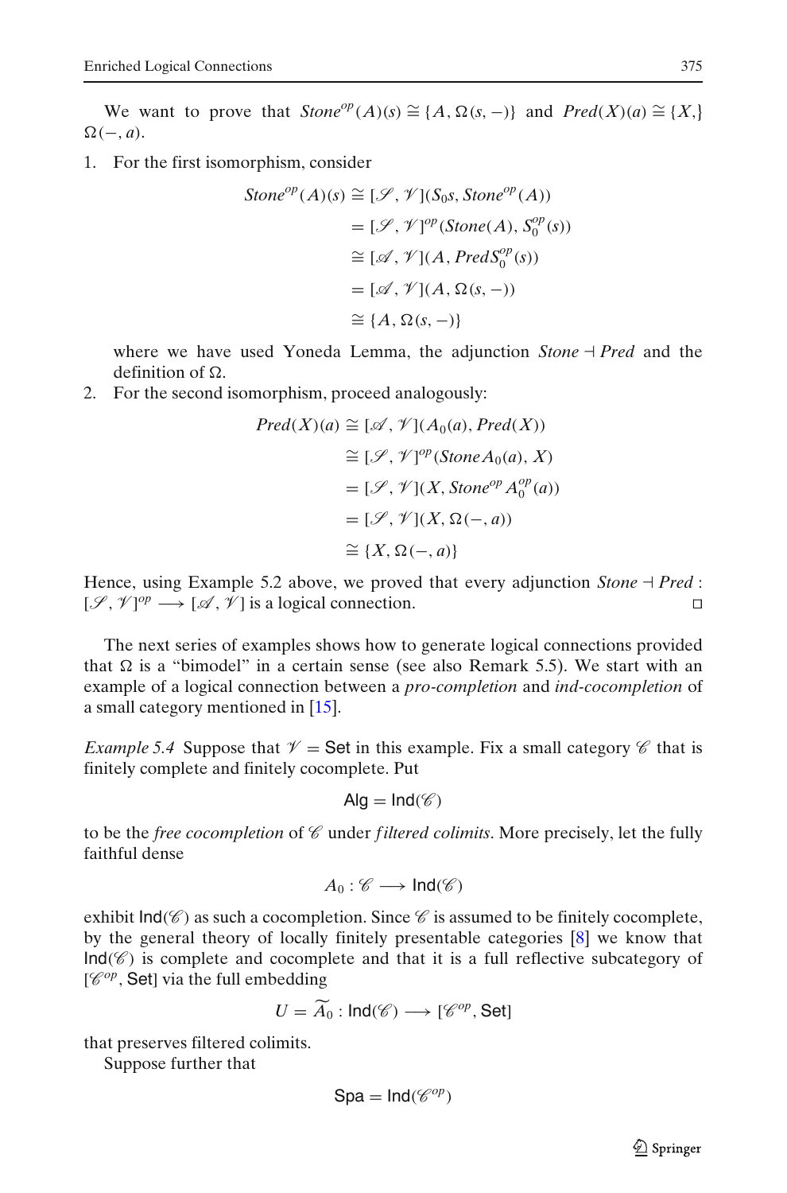We want to prove that $Stone^{op}(A)(s) \cong \{A, \Omega(s,-)\}$ and $Pred(X)(a) \cong \{X,\} \Omega(-,a)$.

1. For the first isomorphism, consider

$$\begin{aligned}
Stone^{op}(A)(s) &\cong [\mathscr{S}, \mathscr{V}](S_0 s, Stone^{op}(A)) \\
&= [\mathscr{S}, \mathscr{V}]^{op}(Stone(A), S_0^{op}(s)) \\
&\cong [\mathscr{A}, \mathscr{V}](A, Pred S_0^{op}(s)) \\
&= [\mathscr{A}, \mathscr{V}](A, \Omega(s,-)) \\
&\cong \{A, \Omega(s,-)\}
\end{aligned}$$

   where we have used Yoneda Lemma, the adjunction $Stone \dashv Pred$ and the definition of $\Omega$.

2. For the second isomorphism, proceed analogously:

$$\begin{aligned}
Pred(X)(a) &\cong [\mathscr{A}, \mathscr{V}](A_0(a), Pred(X)) \\
&\cong [\mathscr{S}, \mathscr{V}]^{op}(Stone A_0(a), X) \\
&= [\mathscr{S}, \mathscr{V}](X, Stone^{op} A_0^{op}(a)) \\
&= [\mathscr{S}, \mathscr{V}](X, \Omega(-,a)) \\
&\cong \{X, \Omega(-,a)\}
\end{aligned}$$

Hence, using Example 5.2 above, we proved that every adjunction $Stone \dashv Pred : [\mathscr{S}, \mathscr{V}]^{op} \longrightarrow [\mathscr{A}, \mathscr{V}]$ is a logical connection. □

The next series of examples shows how to generate logical connections provided that $\Omega$ is a "bimodel" in a certain sense (see also Remark 5.5). We start with an example of a logical connection between a *pro-completion* and *ind-cocompletion* of a small category mentioned in [15].

*Example 5.4* Suppose that $\mathscr{V} = \mathsf{Set}$ in this example. Fix a small category $\mathscr{C}$ that is finitely complete and finitely cocomplete. Put

$$\mathsf{Alg} = \mathsf{Ind}(\mathscr{C})$$

to be the *free cocompletion* of $\mathscr{C}$ under *filtered colimits*. More precisely, let the fully faithful dense

$$A_0 : \mathscr{C} \longrightarrow \mathsf{Ind}(\mathscr{C})$$

exhibit $\mathsf{Ind}(\mathscr{C})$ as such a cocompletion. Since $\mathscr{C}$ is assumed to be finitely cocomplete, by the general theory of locally finitely presentable categories [8] we know that $\mathsf{Ind}(\mathscr{C})$ is complete and cocomplete and that it is a full reflective subcategory of $[\mathscr{C}^{op}, \mathsf{Set}]$ via the full embedding

$$U = \widetilde{A_0} : \mathsf{Ind}(\mathscr{C}) \longrightarrow [\mathscr{C}^{op}, \mathsf{Set}]$$

that preserves filtered colimits.

Suppose further that

$$\mathsf{Spa} = \mathsf{Ind}(\mathscr{C}^{op})$$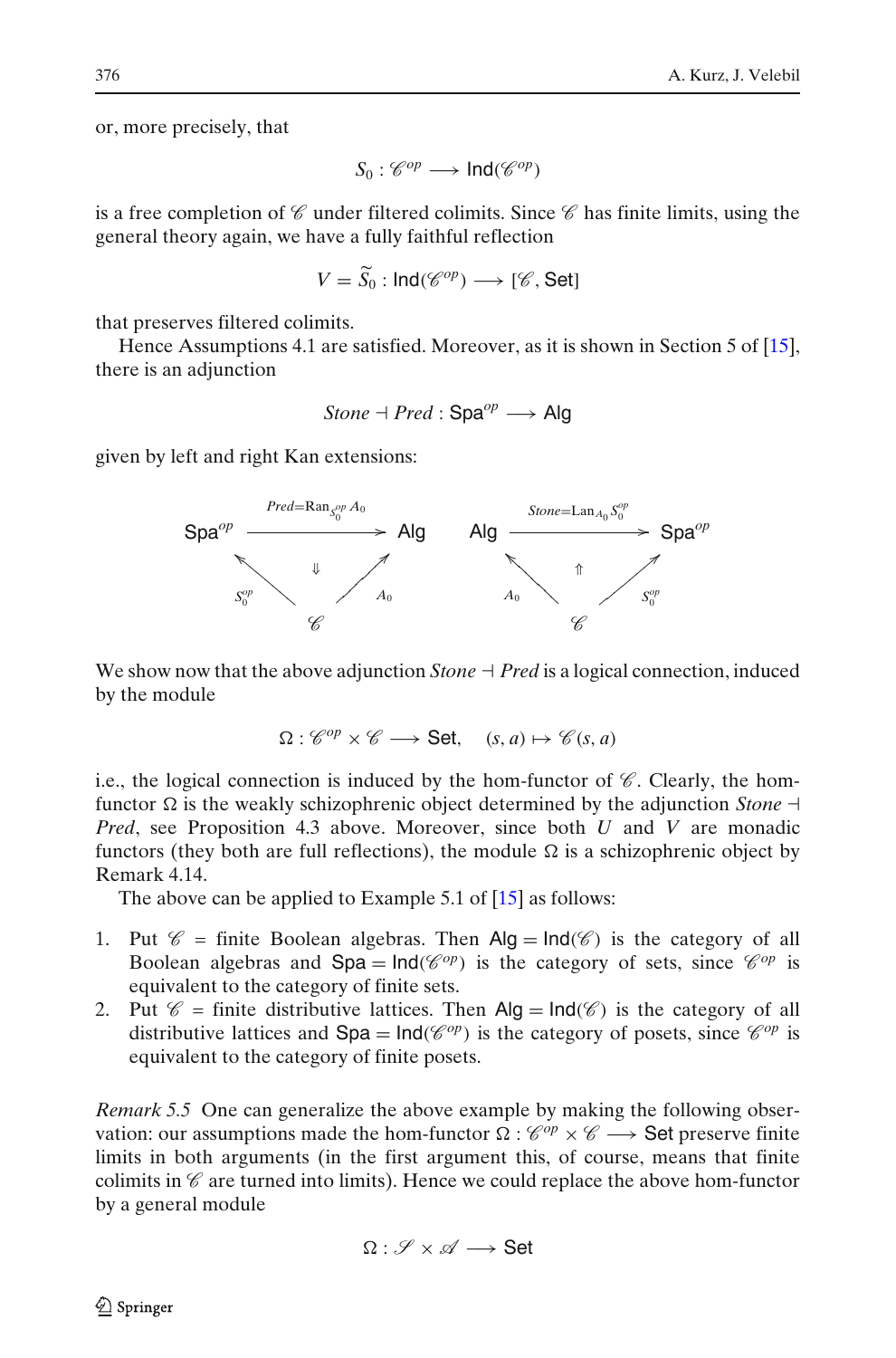or, more precisely, that

$$S_0 : \mathscr{C}^{op} \longrightarrow \mathsf{Ind}(\mathscr{C}^{op})$$

is a free completion of $\mathscr{C}$ under filtered colimits. Since $\mathscr{C}$ has finite limits, using the general theory again, we have a fully faithful reflection

$$V = \widetilde{S}_0 : \mathsf{Ind}(\mathscr{C}^{op}) \longrightarrow [\mathscr{C}, \mathsf{Set}]$$

that preserves filtered colimits.

Hence Assumptions 4.1 are satisfied. Moreover, as it is shown in Section 5 of [15], there is an adjunction

$$\mathit{Stone} \dashv \mathit{Pred} : \mathsf{Spa}^{op} \longrightarrow \mathsf{Alg}$$

given by left and right Kan extensions:

$$\begin{array}{ccc}
\mathsf{Spa}^{op} & \xrightarrow{\mathit{Pred}=\mathrm{Ran}_{S_0^{op}} A_0} & \mathsf{Alg} \\
{\scriptstyle S_0^{op}}\nwarrow & \Downarrow & \nearrow{\scriptstyle A_0} \\
& \mathscr{C} &
\end{array}
\qquad
\begin{array}{ccc}
\mathsf{Alg} & \xrightarrow{\mathit{Stone}=\mathrm{Lan}_{A_0} S_0^{op}} & \mathsf{Spa}^{op} \\
{\scriptstyle A_0}\nwarrow & \Uparrow & \nearrow{\scriptstyle S_0^{op}} \\
& \mathscr{C} &
\end{array}$$

We show now that the above adjunction $\mathit{Stone} \dashv \mathit{Pred}$ is a logical connection, induced by the module

$$\Omega : \mathscr{C}^{op} \times \mathscr{C} \longrightarrow \mathsf{Set}, \quad (s, a) \mapsto \mathscr{C}(s, a)$$

i.e., the logical connection is induced by the hom-functor of $\mathscr{C}$. Clearly, the hom-functor $\Omega$ is the weakly schizophrenic object determined by the adjunction $\mathit{Stone} \dashv \mathit{Pred}$, see Proposition 4.3 above. Moreover, since both $U$ and $V$ are monadic functors (they both are full reflections), the module $\Omega$ is a schizophrenic object by Remark 4.14.

The above can be applied to Example 5.1 of [15] as follows:

1. Put $\mathscr{C}$ = finite Boolean algebras. Then $\mathsf{Alg} = \mathsf{Ind}(\mathscr{C})$ is the category of all Boolean algebras and $\mathsf{Spa} = \mathsf{Ind}(\mathscr{C}^{op})$ is the category of sets, since $\mathscr{C}^{op}$ is equivalent to the category of finite sets.
2. Put $\mathscr{C}$ = finite distributive lattices. Then $\mathsf{Alg} = \mathsf{Ind}(\mathscr{C})$ is the category of all distributive lattices and $\mathsf{Spa} = \mathsf{Ind}(\mathscr{C}^{op})$ is the category of posets, since $\mathscr{C}^{op}$ is equivalent to the category of finite posets.

*Remark 5.5* One can generalize the above example by making the following observation: our assumptions made the hom-functor $\Omega : \mathscr{C}^{op} \times \mathscr{C} \longrightarrow \mathsf{Set}$ preserve finite limits in both arguments (in the first argument this, of course, means that finite colimits in $\mathscr{C}$ are turned into limits). Hence we could replace the above hom-functor by a general module

$$\Omega : \mathscr{S} \times \mathscr{A} \longrightarrow \mathsf{Set}$$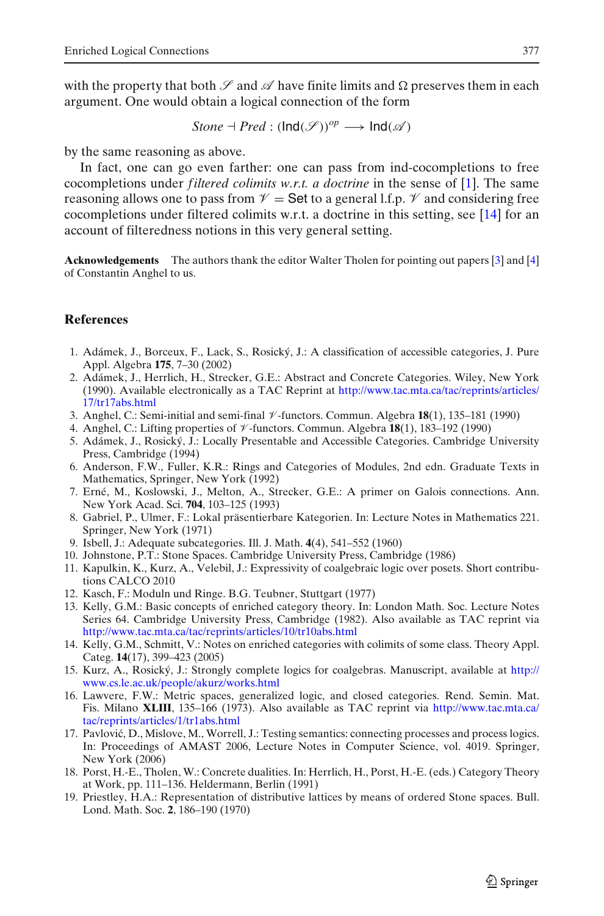with the property that both $\mathscr{S}$ and $\mathscr{A}$ have finite limits and $\Omega$ preserves them in each argument. One would obtain a logical connection of the form

$$Stone \dashv Pred : (\mathsf{Ind}(\mathscr{S}))^{op} \longrightarrow \mathsf{Ind}(\mathscr{A})$$

by the same reasoning as above.

In fact, one can go even farther: one can pass from ind-cocompletions to free cocompletions under *filtered colimits w.r.t. a doctrine* in the sense of [1]. The same reasoning allows one to pass from $\mathscr{V} = \mathsf{Set}$ to a general l.f.p. $\mathscr{V}$ and considering free cocompletions under filtered colimits w.r.t. a doctrine in this setting, see [14] for an account of filteredness notions in this very general setting.

**Acknowledgements** The authors thank the editor Walter Tholen for pointing out papers [3] and [4] of Constantin Anghel to us.

## References

1. Adámek, J., Borceux, F., Lack, S., Rosický, J.: A classification of accessible categories, J. Pure Appl. Algebra **175**, 7–30 (2002)
2. Adámek, J., Herrlich, H., Strecker, G.E.: Abstract and Concrete Categories. Wiley, New York (1990). Available electronically as a TAC Reprint at http://www.tac.mta.ca/tac/reprints/articles/17/tr17abs.html
3. Anghel, C.: Semi-initial and semi-final $\mathscr{V}$-functors. Commun. Algebra **18**(1), 135–181 (1990)
4. Anghel, C.: Lifting properties of $\mathscr{V}$-functors. Commun. Algebra **18**(1), 183–192 (1990)
5. Adámek, J., Rosický, J.: Locally Presentable and Accessible Categories. Cambridge University Press, Cambridge (1994)
6. Anderson, F.W., Fuller, K.R.: Rings and Categories of Modules, 2nd edn. Graduate Texts in Mathematics, Springer, New York (1992)
7. Erné, M., Koslowski, J., Melton, A., Strecker, G.E.: A primer on Galois connections. Ann. New York Acad. Sci. **704**, 103–125 (1993)
8. Gabriel, P., Ulmer, F.: Lokal präsentierbare Kategorien. In: Lecture Notes in Mathematics 221. Springer, New York (1971)
9. Isbell, J.: Adequate subcategories. Ill. J. Math. **4**(4), 541–552 (1960)
10. Johnstone, P.T.: Stone Spaces. Cambridge University Press, Cambridge (1986)
11. Kapulkin, K., Kurz, A., Velebil, J.: Expressivity of coalgebraic logic over posets. Short contributions CALCO 2010
12. Kasch, F.: Moduln und Ringe. B.G. Teubner, Stuttgart (1977)
13. Kelly, G.M.: Basic concepts of enriched category theory. In: London Math. Soc. Lecture Notes Series 64. Cambridge University Press, Cambridge (1982). Also available as TAC reprint via http://www.tac.mta.ca/tac/reprints/articles/10/tr10abs.html
14. Kelly, G.M., Schmitt, V.: Notes on enriched categories with colimits of some class. Theory Appl. Categ. **14**(17), 399–423 (2005)
15. Kurz, A., Rosický, J.: Strongly complete logics for coalgebras. Manuscript, available at http://www.cs.le.ac.uk/people/akurz/works.html
16. Lawvere, F.W.: Metric spaces, generalized logic, and closed categories. Rend. Semin. Mat. Fis. Milano **XLIII**, 135–166 (1973). Also available as TAC reprint via http://www.tac.mta.ca/tac/reprints/articles/1/tr1abs.html
17. Pavlović, D., Mislove, M., Worrell, J.: Testing semantics: connecting processes and process logics. In: Proceedings of AMAST 2006, Lecture Notes in Computer Science, vol. 4019. Springer, New York (2006)
18. Porst, H.-E., Tholen, W.: Concrete dualities. In: Herrlich, H., Porst, H.-E. (eds.) Category Theory at Work, pp. 111–136. Heldermann, Berlin (1991)
19. Priestley, H.A.: Representation of distributive lattices by means of ordered Stone spaces. Bull. Lond. Math. Soc. **2**, 186–190 (1970)